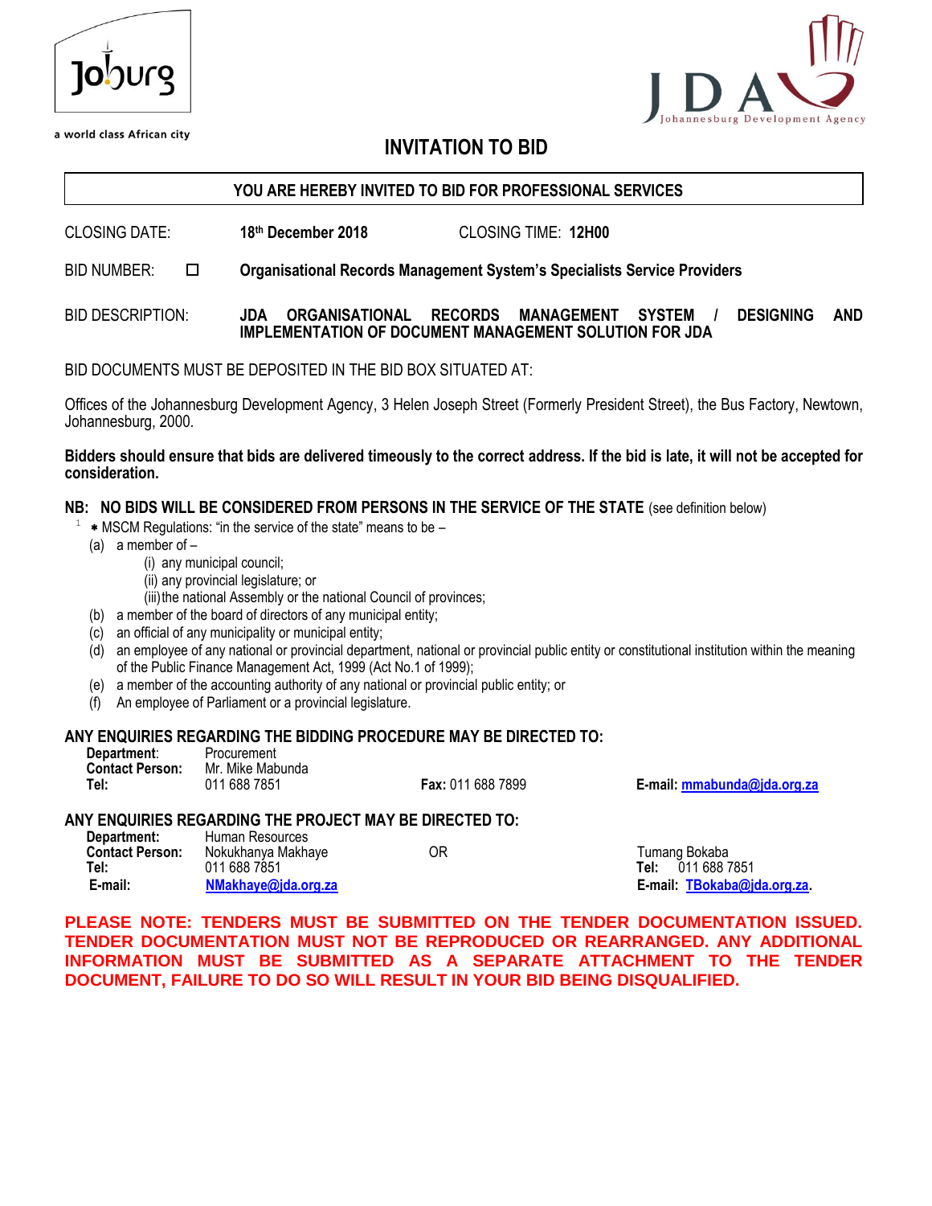Joburg

a world class African city

JDA Johannesburg Development Agency

# INVITATION TO BID

**YOU ARE HEREBY INVITED TO BID FOR PROFESSIONAL SERVICES**

CLOSING DATE: **18th December 2018** CLOSING TIME: **12H00**

BID NUMBER: ☐ **Organisational Records Management System's Specialists Service Providers**

BID DESCRIPTION: **JDA ORGANISATIONAL RECORDS MANAGEMENT SYSTEM / DESIGNING AND IMPLEMENTATION OF DOCUMENT MANAGEMENT SOLUTION FOR JDA**

BID DOCUMENTS MUST BE DEPOSITED IN THE BID BOX SITUATED AT:

Offices of the Johannesburg Development Agency, 3 Helen Joseph Street (Formerly President Street), the Bus Factory, Newtown, Johannesburg, 2000.

**Bidders should ensure that bids are delivered timeously to the correct address. If the bid is late, it will not be accepted for consideration.**

**NB: NO BIDS WILL BE CONSIDERED FROM PERSONS IN THE SERVICE OF THE STATE** (see definition below)

[1] * MSCM Regulations: "in the service of the state" means to be –

(a) a member of –
  (i) any municipal council;
  (ii) any provincial legislature; or
  (iii) the national Assembly or the national Council of provinces;
(b) a member of the board of directors of any municipal entity;
(c) an official of any municipality or municipal entity;
(d) an employee of any national or provincial department, national or provincial public entity or constitutional institution within the meaning of the Public Finance Management Act, 1999 (Act No.1 of 1999);
(e) a member of the accounting authority of any national or provincial public entity; or
(f) An employee of Parliament or a provincial legislature.

**ANY ENQUIRIES REGARDING THE BIDDING PROCEDURE MAY BE DIRECTED TO:**

**Department:** Procurement
**Contact Person:** Mr. Mike Mabunda
**Tel:** 011 688 7851 **Fax:** 011 688 7899 **E-mail:** mmabunda@jda.org.za

**ANY ENQUIRIES REGARDING THE PROJECT MAY BE DIRECTED TO:**

**Department:** Human Resources
**Contact Person:** Nokukhanya Makhaye
**Tel:** 011 688 7851
**E-mail:** NMakhaye@jda.org.za

OR

Tumang Bokaba
**Tel:** 011 688 7851
**E-mail:** TBokaba@jda.org.za.

**PLEASE NOTE: TENDERS MUST BE SUBMITTED ON THE TENDER DOCUMENTATION ISSUED. TENDER DOCUMENTATION MUST NOT BE REPRODUCED OR REARRANGED. ANY ADDITIONAL INFORMATION MUST BE SUBMITTED AS A SEPARATE ATTACHMENT TO THE TENDER DOCUMENT, FAILURE TO DO SO WILL RESULT IN YOUR BID BEING DISQUALIFIED.**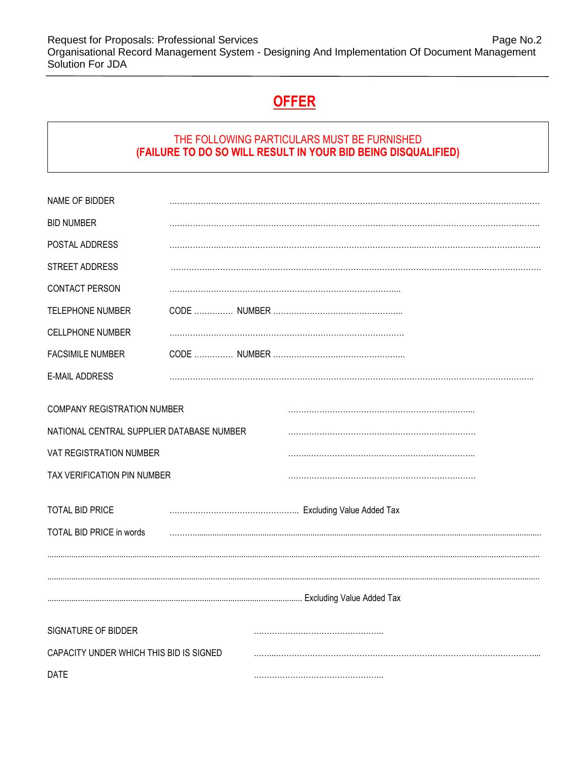# OFFER

THE FOLLOWING PARTICULARS MUST BE FURNISHED
**(FAILURE TO DO SO WILL RESULT IN YOUR BID BEING DISQUALIFIED)**

NAME OF BIDDER ……………………………………………………………………………………………………………

BID NUMBER ……………………………………………………………………………………………………………

POSTAL ADDRESS ……………………………………………………………………………………………………………

STREET ADDRESS ……………………………………………………………………………………………………………

CONTACT PERSON ……………………………………………………………………………

TELEPHONE NUMBER CODE …………… NUMBER ……………………………………………

CELLPHONE NUMBER ……………………………………………………………………………

FACSIMILE NUMBER CODE …………… NUMBER ……………………………………………

E-MAIL ADDRESS ……………………………………………………………………………………………………………

COMPANY REGISTRATION NUMBER ………………………………………………………………

NATIONAL CENTRAL SUPPLIER DATABASE NUMBER ………………………………………………………………

VAT REGISTRATION NUMBER ………………………………………………………………

TAX VERIFICATION PIN NUMBER ………………………………………………………………

TOTAL BID PRICE …………………………………………… Excluding Value Added Tax

TOTAL BID PRICE in words ……………………………………………………………………………………………………………

……………………………………………………………………………………………………………………………………

……………………………………………………………………………………………………………………………………

…………………………………………………………………………………………… Excluding Value Added Tax

SIGNATURE OF BIDDER ……………………………………………

CAPACITY UNDER WHICH THIS BID IS SIGNED ……………………………………………………………………………

DATE ……………………………………………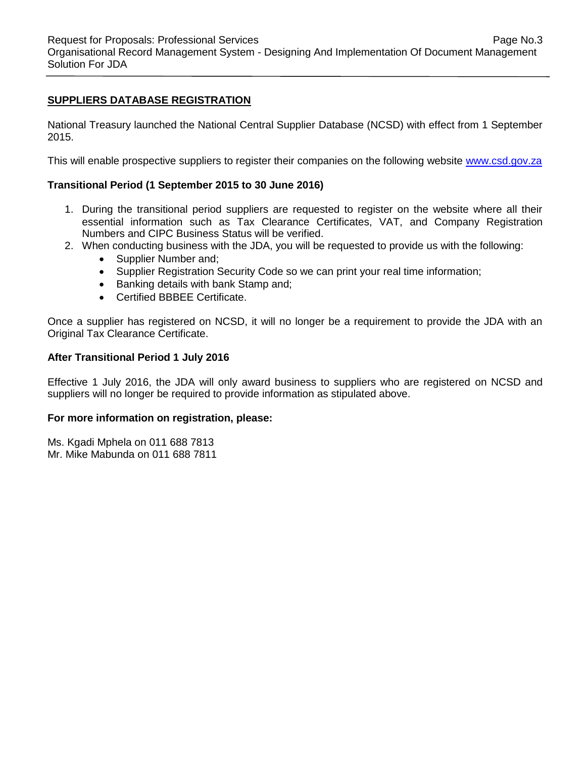## SUPPLIERS DATABASE REGISTRATION

National Treasury launched the National Central Supplier Database (NCSD) with effect from 1 September 2015.

This will enable prospective suppliers to register their companies on the following website www.csd.gov.za

**Transitional Period (1 September 2015 to 30 June 2016)**

1. During the transitional period suppliers are requested to register on the website where all their essential information such as Tax Clearance Certificates, VAT, and Company Registration Numbers and CIPC Business Status will be verified.
2. When conducting business with the JDA, you will be requested to provide us with the following:
    - Supplier Number and;
    - Supplier Registration Security Code so we can print your real time information;
    - Banking details with bank Stamp and;
    - Certified BBBEE Certificate.

Once a supplier has registered on NCSD, it will no longer be a requirement to provide the JDA with an Original Tax Clearance Certificate.

**After Transitional Period 1 July 2016**

Effective 1 July 2016, the JDA will only award business to suppliers who are registered on NCSD and suppliers will no longer be required to provide information as stipulated above.

**For more information on registration, please:**

Ms. Kgadi Mphela on 011 688 7813
Mr. Mike Mabunda on 011 688 7811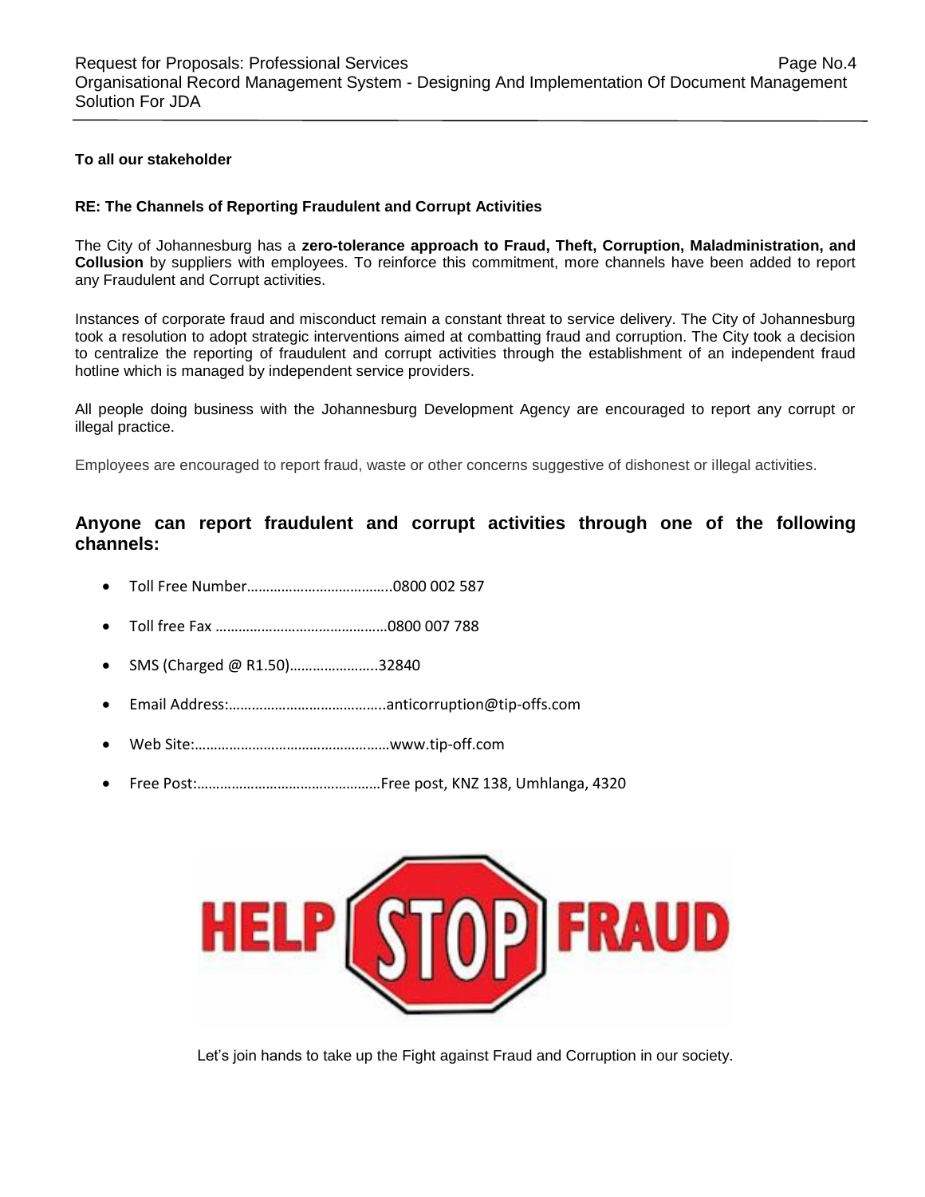**To all our stakeholder**

**RE: The Channels of Reporting Fraudulent and Corrupt Activities**

The City of Johannesburg has a **zero-tolerance approach to Fraud, Theft, Corruption, Maladministration, and Collusion** by suppliers with employees. To reinforce this commitment, more channels have been added to report any Fraudulent and Corrupt activities.

Instances of corporate fraud and misconduct remain a constant threat to service delivery. The City of Johannesburg took a resolution to adopt strategic interventions aimed at combatting fraud and corruption. The City took a decision to centralize the reporting of fraudulent and corrupt activities through the establishment of an independent fraud hotline which is managed by independent service providers.

All people doing business with the Johannesburg Development Agency are encouraged to report any corrupt or illegal practice.

Employees are encouraged to report fraud, waste or other concerns suggestive of dishonest or illegal activities.

## Anyone can report fraudulent and corrupt activities through one of the following channels:

- Toll Free Number………………………………..0800 002 587
- Toll free Fax ………………………………………0800 007 788
- SMS (Charged @ R1.50)…………………..32840
- Email Address:…………………………………..anticorruption@tip-offs.com
- Web Site:……………………………………………www.tip-off.com
- Free Post:…………………………………………Free post, KNZ 138, Umhlanga, 4320

HELP STOP FRAUD

Let's join hands to take up the Fight against Fraud and Corruption in our society.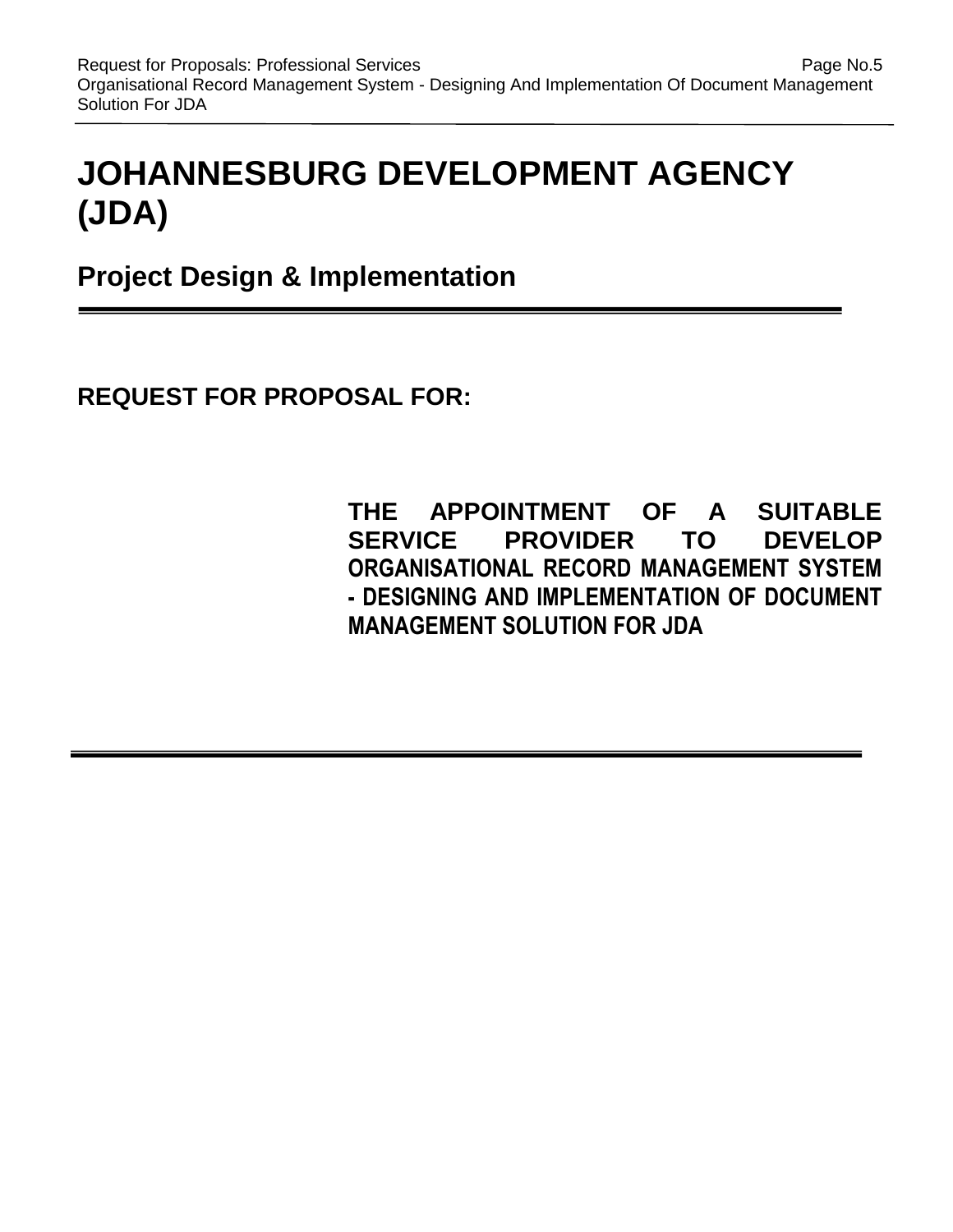# JOHANNESBURG DEVELOPMENT AGENCY (JDA)

## Project Design & Implementation

---

### REQUEST FOR PROPOSAL FOR:

**THE APPOINTMENT OF A SUITABLE SERVICE PROVIDER TO DEVELOP ORGANISATIONAL RECORD MANAGEMENT SYSTEM - DESIGNING AND IMPLEMENTATION OF DOCUMENT MANAGEMENT SOLUTION FOR JDA**

---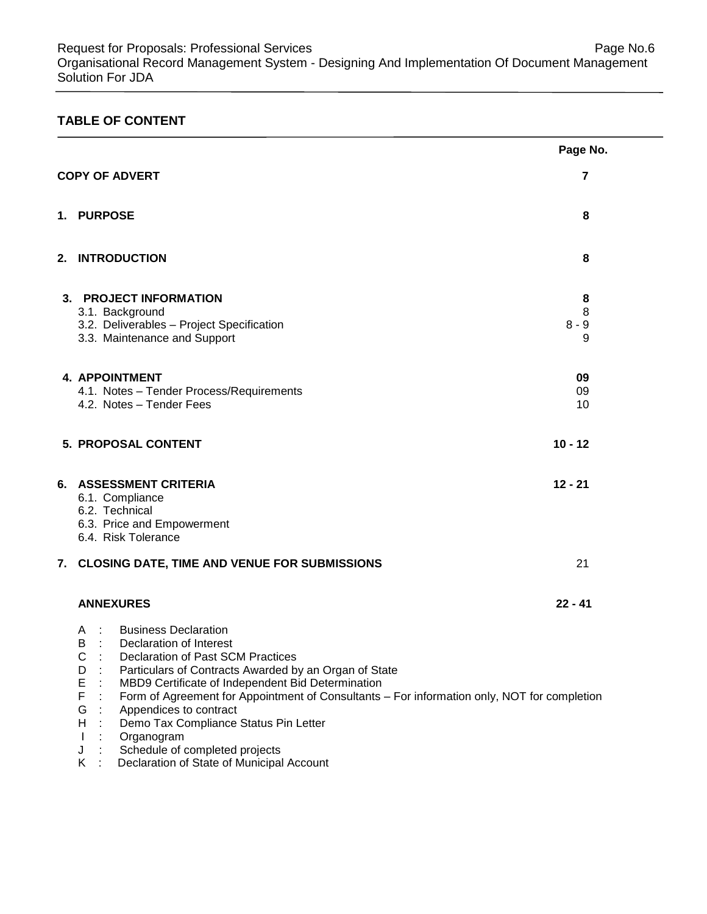## TABLE OF CONTENT

| | Page No. |
|---|---|
| **COPY OF ADVERT** | **7** |
| **1. PURPOSE** | **8** |
| **2. INTRODUCTION** | **8** |
| **3. PROJECT INFORMATION** | **8** |
| 3.1. Background | 8 |
| 3.2. Deliverables – Project Specification | 8 - 9 |
| 3.3. Maintenance and Support | 9 |
| **4. APPOINTMENT** | **09** |
| 4.1. Notes – Tender Process/Requirements | 09 |
| 4.2. Notes – Tender Fees | 10 |
| **5. PROPOSAL CONTENT** | **10 - 12** |
| **6. ASSESSMENT CRITERIA** | **12 - 21** |
| 6.1. Compliance | |
| 6.2. Technical | |
| 6.3. Price and Empowerment | |
| 6.4. Risk Tolerance | |
| **7. CLOSING DATE, TIME AND VENUE FOR SUBMISSIONS** | 21 |
| **ANNEXURES** | **22 - 41** |

A : Business Declaration
B : Declaration of Interest
C : Declaration of Past SCM Practices
D : Particulars of Contracts Awarded by an Organ of State
E : MBD9 Certificate of Independent Bid Determination
F : Form of Agreement for Appointment of Consultants – For information only, NOT for completion
G : Appendices to contract
H : Demo Tax Compliance Status Pin Letter
I : Organogram
J : Schedule of completed projects
K : Declaration of State of Municipal Account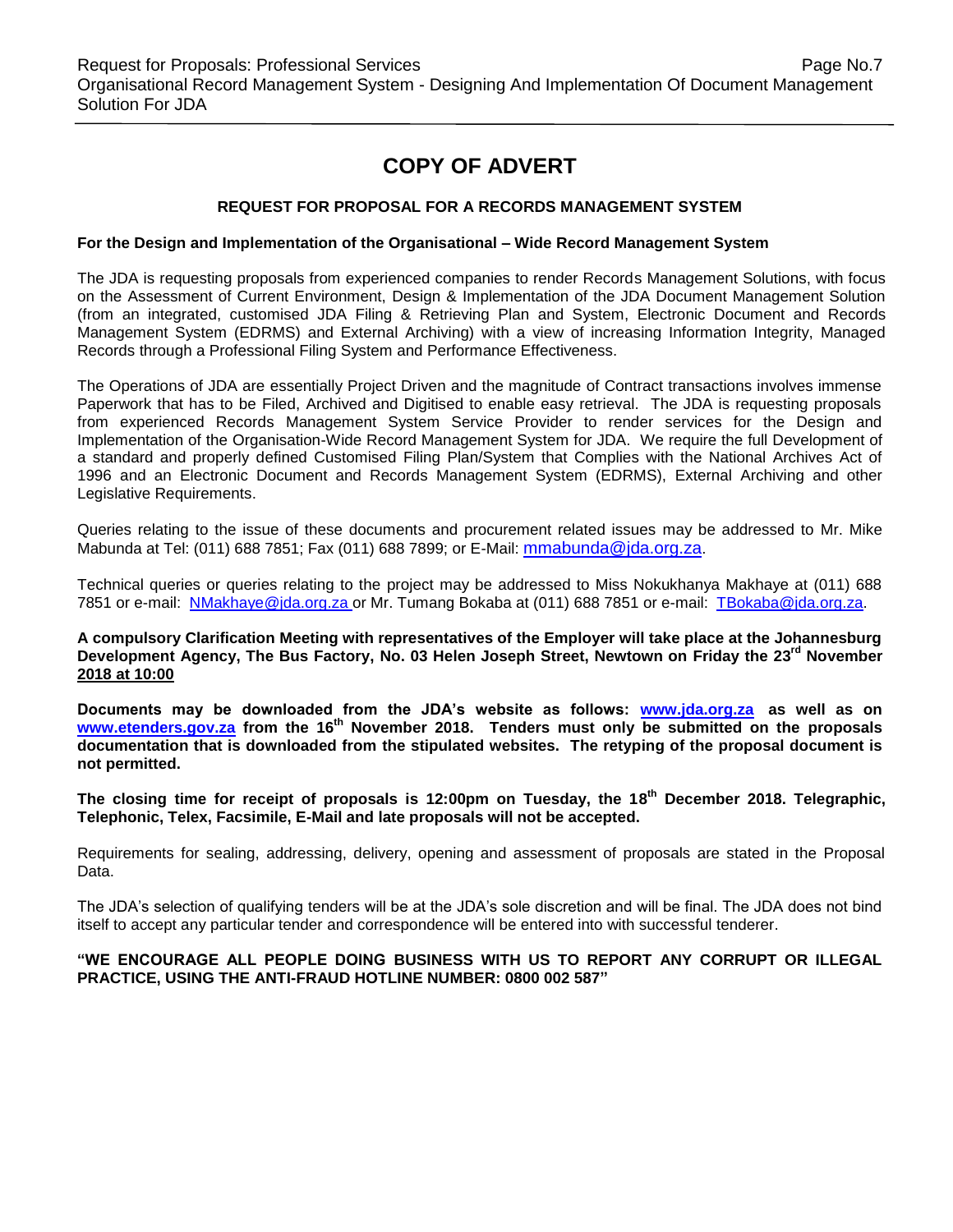# COPY OF ADVERT

**REQUEST FOR PROPOSAL FOR A RECORDS MANAGEMENT SYSTEM**

**For the Design and Implementation of the Organisational – Wide Record Management System**

The JDA is requesting proposals from experienced companies to render Records Management Solutions, with focus on the Assessment of Current Environment, Design & Implementation of the JDA Document Management Solution (from an integrated, customised JDA Filing & Retrieving Plan and System, Electronic Document and Records Management System (EDRMS) and External Archiving) with a view of increasing Information Integrity, Managed Records through a Professional Filing System and Performance Effectiveness.

The Operations of JDA are essentially Project Driven and the magnitude of Contract transactions involves immense Paperwork that has to be Filed, Archived and Digitised to enable easy retrieval. The JDA is requesting proposals from experienced Records Management System Service Provider to render services for the Design and Implementation of the Organisation-Wide Record Management System for JDA. We require the full Development of a standard and properly defined Customised Filing Plan/System that Complies with the National Archives Act of 1996 and an Electronic Document and Records Management System (EDRMS), External Archiving and other Legislative Requirements.

Queries relating to the issue of these documents and procurement related issues may be addressed to Mr. Mike Mabunda at Tel: (011) 688 7851; Fax (011) 688 7899; or E-Mail: mmabunda@jda.org.za.

Technical queries or queries relating to the project may be addressed to Miss Nokukhanya Makhaye at (011) 688 7851 or e-mail: NMakhaye@jda.org.za or Mr. Tumang Bokaba at (011) 688 7851 or e-mail: TBokaba@jda.org.za.

**A compulsory Clarification Meeting with representatives of the Employer will take place at the Johannesburg Development Agency, The Bus Factory, No. 03 Helen Joseph Street, Newtown on Friday the 23rd November 2018 at 10:00**

**Documents may be downloaded from the JDA's website as follows: www.jda.org.za as well as on www.etenders.gov.za from the 16th November 2018. Tenders must only be submitted on the proposals documentation that is downloaded from the stipulated websites. The retyping of the proposal document is not permitted.**

**The closing time for receipt of proposals is 12:00pm on Tuesday, the 18th December 2018. Telegraphic, Telephonic, Telex, Facsimile, E-Mail and late proposals will not be accepted.**

Requirements for sealing, addressing, delivery, opening and assessment of proposals are stated in the Proposal Data.

The JDA's selection of qualifying tenders will be at the JDA's sole discretion and will be final. The JDA does not bind itself to accept any particular tender and correspondence will be entered into with successful tenderer.

**"WE ENCOURAGE ALL PEOPLE DOING BUSINESS WITH US TO REPORT ANY CORRUPT OR ILLEGAL PRACTICE, USING THE ANTI-FRAUD HOTLINE NUMBER: 0800 002 587"**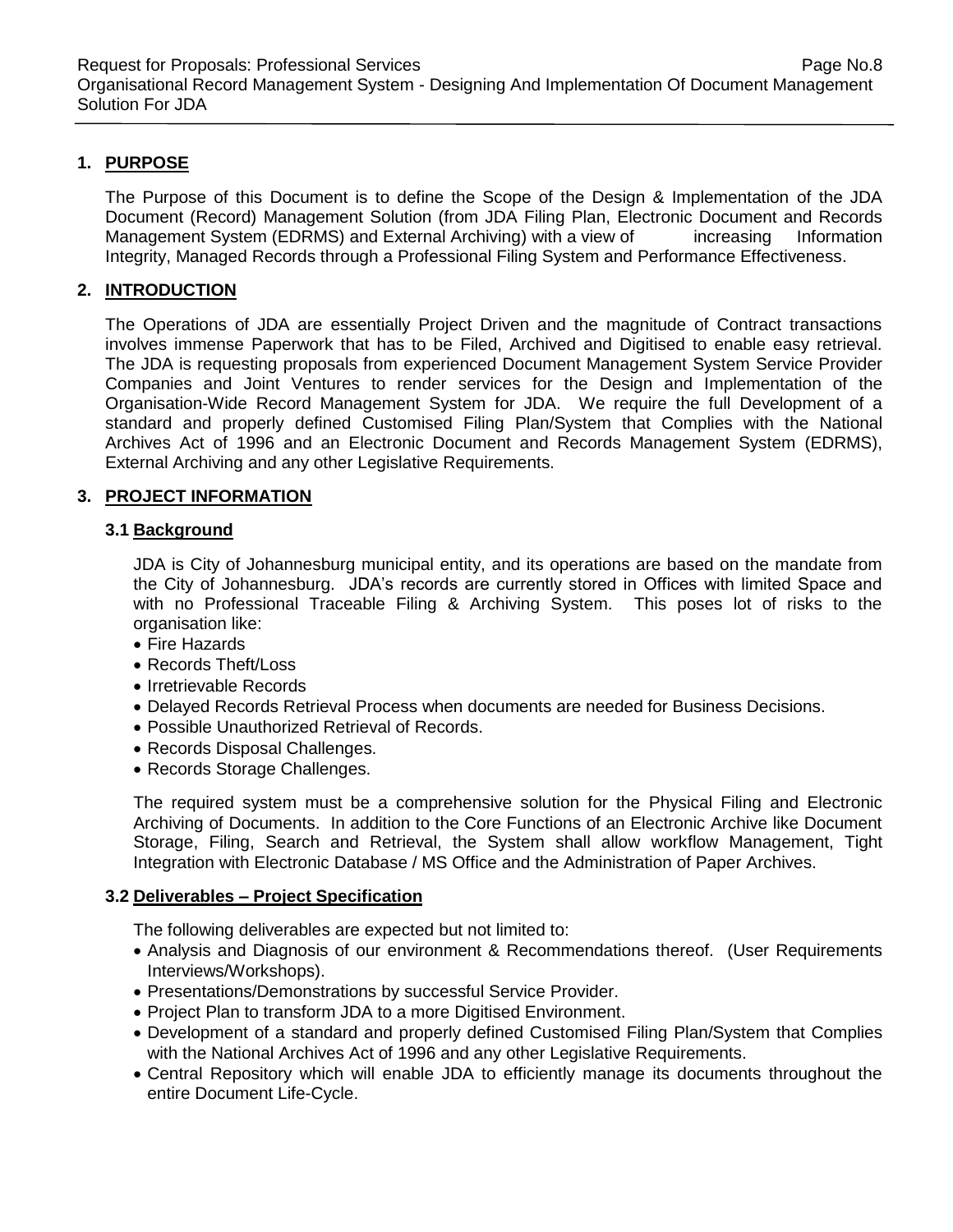## 1. PURPOSE

The Purpose of this Document is to define the Scope of the Design & Implementation of the JDA Document (Record) Management Solution (from JDA Filing Plan, Electronic Document and Records Management System (EDRMS) and External Archiving) with a view of increasing Information Integrity, Managed Records through a Professional Filing System and Performance Effectiveness.

## 2. INTRODUCTION

The Operations of JDA are essentially Project Driven and the magnitude of Contract transactions involves immense Paperwork that has to be Filed, Archived and Digitised to enable easy retrieval. The JDA is requesting proposals from experienced Document Management System Service Provider Companies and Joint Ventures to render services for the Design and Implementation of the Organisation-Wide Record Management System for JDA. We require the full Development of a standard and properly defined Customised Filing Plan/System that Complies with the National Archives Act of 1996 and an Electronic Document and Records Management System (EDRMS), External Archiving and any other Legislative Requirements.

## 3. PROJECT INFORMATION

### 3.1 Background

JDA is City of Johannesburg municipal entity, and its operations are based on the mandate from the City of Johannesburg. JDA's records are currently stored in Offices with limited Space and with no Professional Traceable Filing & Archiving System. This poses lot of risks to the organisation like:

- Fire Hazards
- Records Theft/Loss
- Irretrievable Records
- Delayed Records Retrieval Process when documents are needed for Business Decisions.
- Possible Unauthorized Retrieval of Records.
- Records Disposal Challenges.
- Records Storage Challenges.

The required system must be a comprehensive solution for the Physical Filing and Electronic Archiving of Documents. In addition to the Core Functions of an Electronic Archive like Document Storage, Filing, Search and Retrieval, the System shall allow workflow Management, Tight Integration with Electronic Database / MS Office and the Administration of Paper Archives.

### 3.2 Deliverables – Project Specification

The following deliverables are expected but not limited to:

- Analysis and Diagnosis of our environment & Recommendations thereof. (User Requirements Interviews/Workshops).
- Presentations/Demonstrations by successful Service Provider.
- Project Plan to transform JDA to a more Digitised Environment.
- Development of a standard and properly defined Customised Filing Plan/System that Complies with the National Archives Act of 1996 and any other Legislative Requirements.
- Central Repository which will enable JDA to efficiently manage its documents throughout the entire Document Life-Cycle.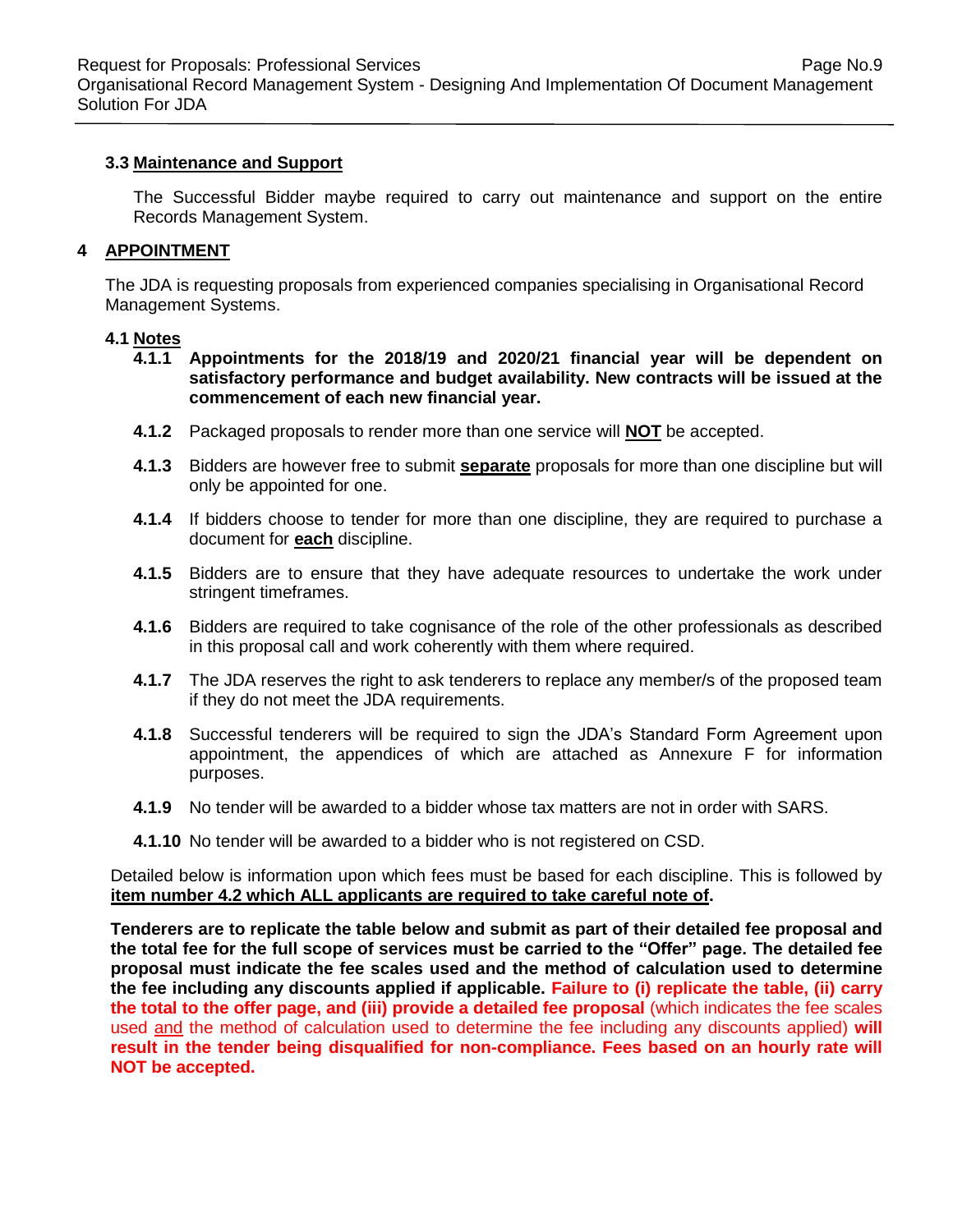### 3.3 Maintenance and Support

The Successful Bidder maybe required to carry out maintenance and support on the entire Records Management System.

## 4 APPOINTMENT

The JDA is requesting proposals from experienced companies specialising in Organisational Record Management Systems.

### 4.1 Notes

**4.1.1** **Appointments for the 2018/19 and 2020/21 financial year will be dependent on satisfactory performance and budget availability. New contracts will be issued at the commencement of each new financial year.**

**4.1.2** Packaged proposals to render more than one service will **NOT** be accepted.

**4.1.3** Bidders are however free to submit **separate** proposals for more than one discipline but will only be appointed for one.

**4.1.4** If bidders choose to tender for more than one discipline, they are required to purchase a document for **each** discipline.

**4.1.5** Bidders are to ensure that they have adequate resources to undertake the work under stringent timeframes.

**4.1.6** Bidders are required to take cognisance of the role of the other professionals as described in this proposal call and work coherently with them where required.

**4.1.7** The JDA reserves the right to ask tenderers to replace any member/s of the proposed team if they do not meet the JDA requirements.

**4.1.8** Successful tenderers will be required to sign the JDA's Standard Form Agreement upon appointment, the appendices of which are attached as Annexure F for information purposes.

**4.1.9** No tender will be awarded to a bidder whose tax matters are not in order with SARS.

**4.1.10** No tender will be awarded to a bidder who is not registered on CSD.

Detailed below is information upon which fees must be based for each discipline. This is followed by **item number 4.2 which ALL applicants are required to take careful note of**.

**Tenderers are to replicate the table below and submit as part of their detailed fee proposal and the total fee for the full scope of services must be carried to the "Offer" page. The detailed fee proposal must indicate the fee scales used and the method of calculation used to determine the fee including any discounts applied if applicable. Failure to (i) replicate the table, (ii) carry the total to the offer page, and (iii) provide a detailed fee proposal** (which indicates the fee scales used and the method of calculation used to determine the fee including any discounts applied) **will result in the tender being disqualified for non-compliance. Fees based on an hourly rate will NOT be accepted.**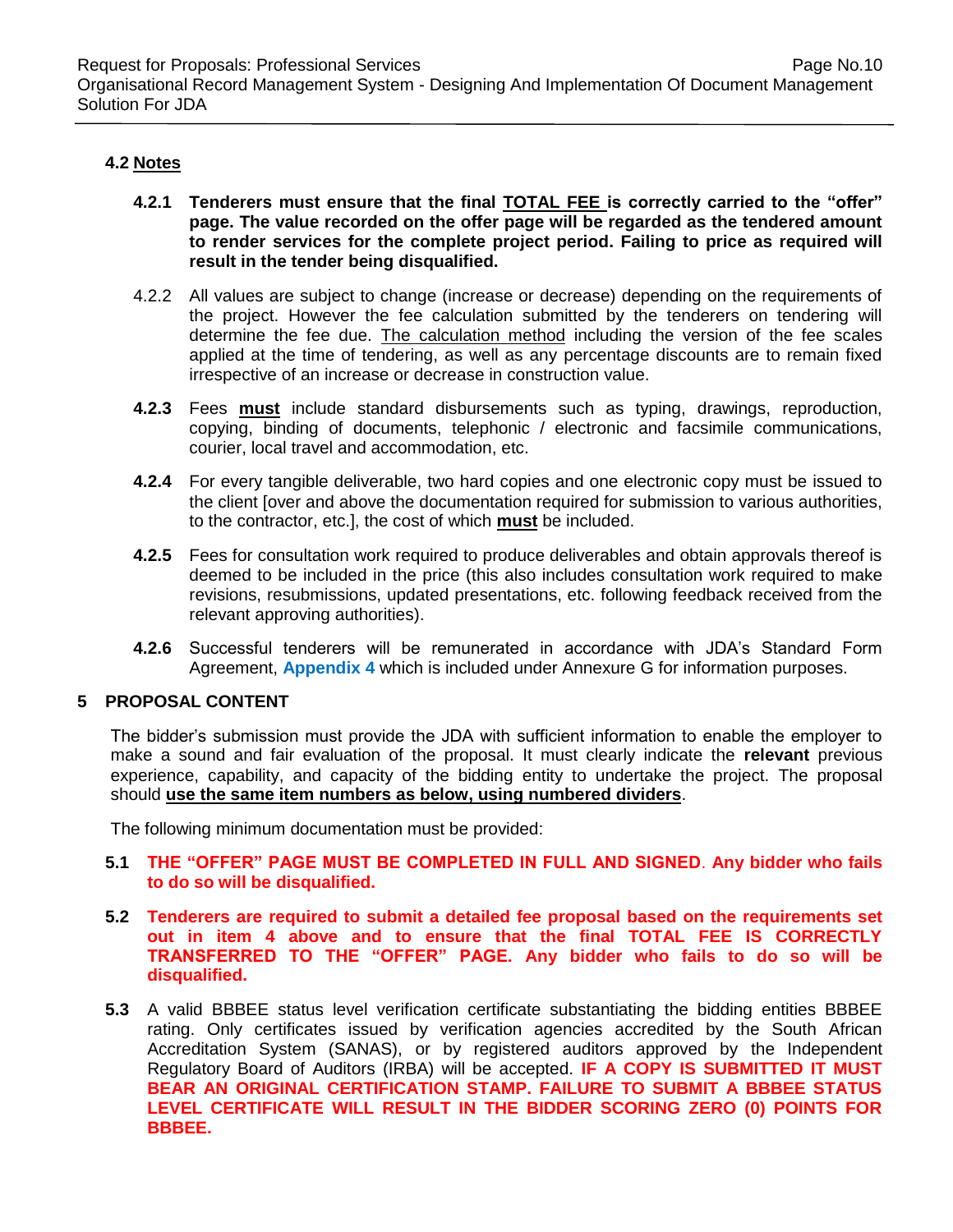### 4.2 Notes

**4.2.1** **Tenderers must ensure that the final TOTAL FEE is correctly carried to the "offer" page. The value recorded on the offer page will be regarded as the tendered amount to render services for the complete project period. Failing to price as required will result in the tender being disqualified.**

4.2.2 All values are subject to change (increase or decrease) depending on the requirements of the project. However the fee calculation submitted by the tenderers on tendering will determine the fee due. The calculation method including the version of the fee scales applied at the time of tendering, as well as any percentage discounts are to remain fixed irrespective of an increase or decrease in construction value.

**4.2.3** Fees **must** include standard disbursements such as typing, drawings, reproduction, copying, binding of documents, telephonic / electronic and facsimile communications, courier, local travel and accommodation, etc.

**4.2.4** For every tangible deliverable, two hard copies and one electronic copy must be issued to the client [over and above the documentation required for submission to various authorities, to the contractor, etc.], the cost of which **must** be included.

**4.2.5** Fees for consultation work required to produce deliverables and obtain approvals thereof is deemed to be included in the price (this also includes consultation work required to make revisions, resubmissions, updated presentations, etc. following feedback received from the relevant approving authorities).

**4.2.6** Successful tenderers will be remunerated in accordance with JDA's Standard Form Agreement, **Appendix 4** which is included under Annexure G for information purposes.

## 5 PROPOSAL CONTENT

The bidder's submission must provide the JDA with sufficient information to enable the employer to make a sound and fair evaluation of the proposal. It must clearly indicate the **relevant** previous experience, capability, and capacity of the bidding entity to undertake the project. The proposal should **use the same item numbers as below, using numbered dividers**.

The following minimum documentation must be provided:

**5.1** **THE "OFFER" PAGE MUST BE COMPLETED IN FULL AND SIGNED. Any bidder who fails to do so will be disqualified.**

**5.2** **Tenderers are required to submit a detailed fee proposal based on the requirements set out in item 4 above and to ensure that the final TOTAL FEE IS CORRECTLY TRANSFERRED TO THE "OFFER" PAGE. Any bidder who fails to do so will be disqualified.**

**5.3** A valid BBBEE status level verification certificate substantiating the bidding entities BBBEE rating. Only certificates issued by verification agencies accredited by the South African Accreditation System (SANAS), or by registered auditors approved by the Independent Regulatory Board of Auditors (IRBA) will be accepted. **IF A COPY IS SUBMITTED IT MUST BEAR AN ORIGINAL CERTIFICATION STAMP. FAILURE TO SUBMIT A BBBEE STATUS LEVEL CERTIFICATE WILL RESULT IN THE BIDDER SCORING ZERO (0) POINTS FOR BBBEE.**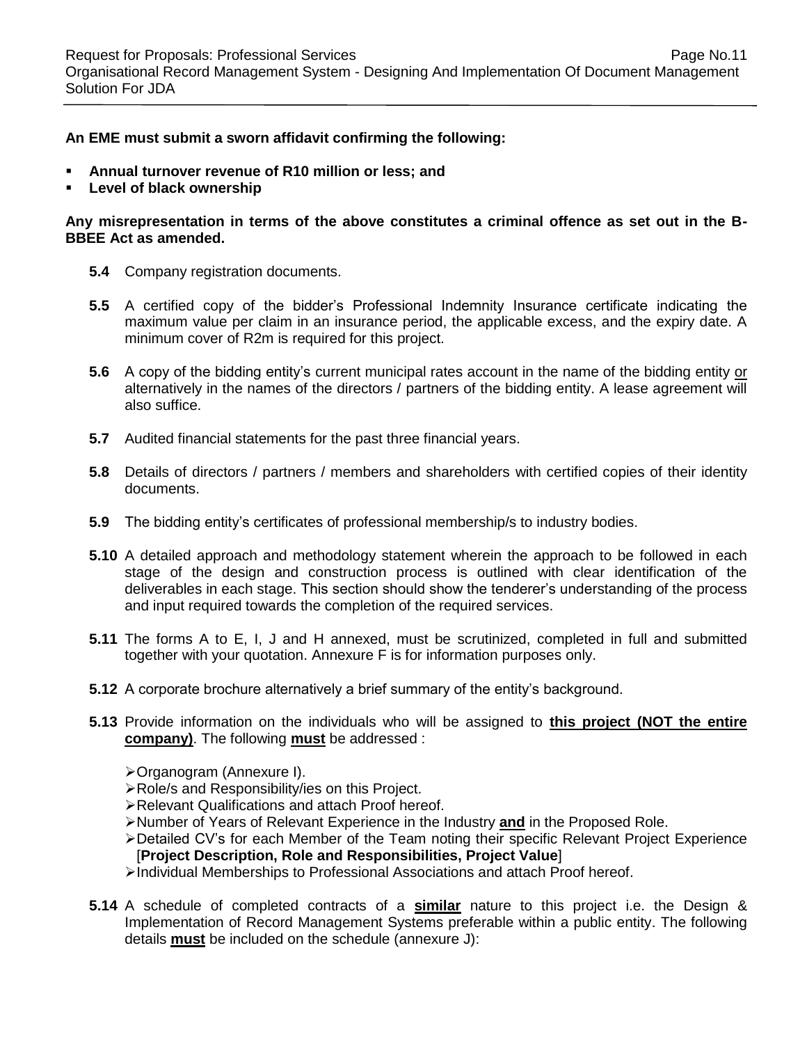**An EME must submit a sworn affidavit confirming the following:**

- **Annual turnover revenue of R10 million or less; and**
- **Level of black ownership**

**Any misrepresentation in terms of the above constitutes a criminal offence as set out in the B-BBEE Act as amended.**

**5.4** Company registration documents.

**5.5** A certified copy of the bidder's Professional Indemnity Insurance certificate indicating the maximum value per claim in an insurance period, the applicable excess, and the expiry date. A minimum cover of R2m is required for this project.

**5.6** A copy of the bidding entity's current municipal rates account in the name of the bidding entity or alternatively in the names of the directors / partners of the bidding entity. A lease agreement will also suffice.

**5.7** Audited financial statements for the past three financial years.

**5.8** Details of directors / partners / members and shareholders with certified copies of their identity documents.

**5.9** The bidding entity's certificates of professional membership/s to industry bodies.

**5.10** A detailed approach and methodology statement wherein the approach to be followed in each stage of the design and construction process is outlined with clear identification of the deliverables in each stage. This section should show the tenderer's understanding of the process and input required towards the completion of the required services.

**5.11** The forms A to E, I, J and H annexed, must be scrutinized, completed in full and submitted together with your quotation. Annexure F is for information purposes only.

**5.12** A corporate brochure alternatively a brief summary of the entity's background.

**5.13** Provide information on the individuals who will be assigned to **this project (NOT the entire company)**. The following **must** be addressed :

- Organogram (Annexure I).
- Role/s and Responsibility/ies on this Project.
- Relevant Qualifications and attach Proof hereof.
- Number of Years of Relevant Experience in the Industry **and** in the Proposed Role.
- Detailed CV's for each Member of the Team noting their specific Relevant Project Experience [**Project Description, Role and Responsibilities, Project Value**]
- Individual Memberships to Professional Associations and attach Proof hereof.

**5.14** A schedule of completed contracts of a **similar** nature to this project i.e. the Design & Implementation of Record Management Systems preferable within a public entity. The following details **must** be included on the schedule (annexure J):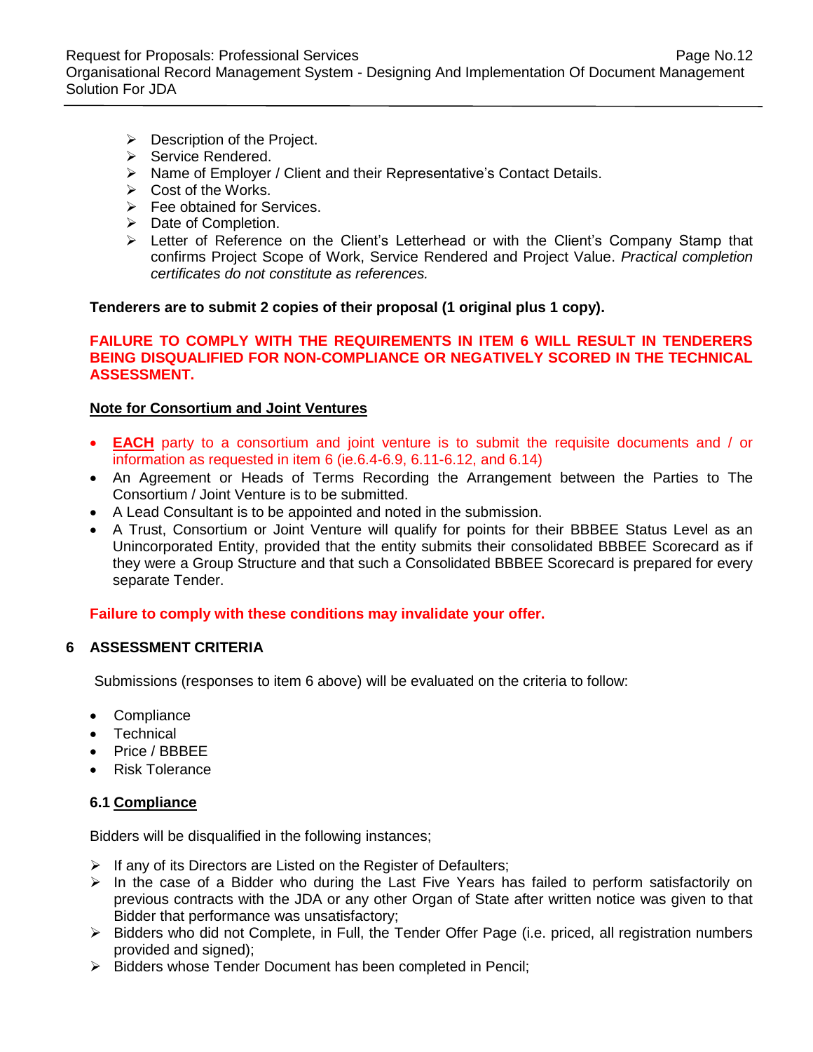- Description of the Project.
- Service Rendered.
- Name of Employer / Client and their Representative's Contact Details.
- Cost of the Works.
- Fee obtained for Services.
- Date of Completion.
- Letter of Reference on the Client's Letterhead or with the Client's Company Stamp that confirms Project Scope of Work, Service Rendered and Project Value. *Practical completion certificates do not constitute as references.*

**Tenderers are to submit 2 copies of their proposal (1 original plus 1 copy).**

**FAILURE TO COMPLY WITH THE REQUIREMENTS IN ITEM 6 WILL RESULT IN TENDERERS BEING DISQUALIFIED FOR NON-COMPLIANCE OR NEGATIVELY SCORED IN THE TECHNICAL ASSESSMENT.**

**Note for Consortium and Joint Ventures**

- **EACH** party to a consortium and joint venture is to submit the requisite documents and / or information as requested in item 6 (ie.6.4-6.9, 6.11-6.12, and 6.14)
- An Agreement or Heads of Terms Recording the Arrangement between the Parties to The Consortium / Joint Venture is to be submitted.
- A Lead Consultant is to be appointed and noted in the submission.
- A Trust, Consortium or Joint Venture will qualify for points for their BBBEE Status Level as an Unincorporated Entity, provided that the entity submits their consolidated BBBEE Scorecard as if they were a Group Structure and that such a Consolidated BBBEE Scorecard is prepared for every separate Tender.

**Failure to comply with these conditions may invalidate your offer.**

## 6 ASSESSMENT CRITERIA

Submissions (responses to item 6 above) will be evaluated on the criteria to follow:

- Compliance
- Technical
- Price / BBBEE
- Risk Tolerance

### 6.1 Compliance

Bidders will be disqualified in the following instances;

- If any of its Directors are Listed on the Register of Defaulters;
- In the case of a Bidder who during the Last Five Years has failed to perform satisfactorily on previous contracts with the JDA or any other Organ of State after written notice was given to that Bidder that performance was unsatisfactory;
- Bidders who did not Complete, in Full, the Tender Offer Page (i.e. priced, all registration numbers provided and signed);
- Bidders whose Tender Document has been completed in Pencil;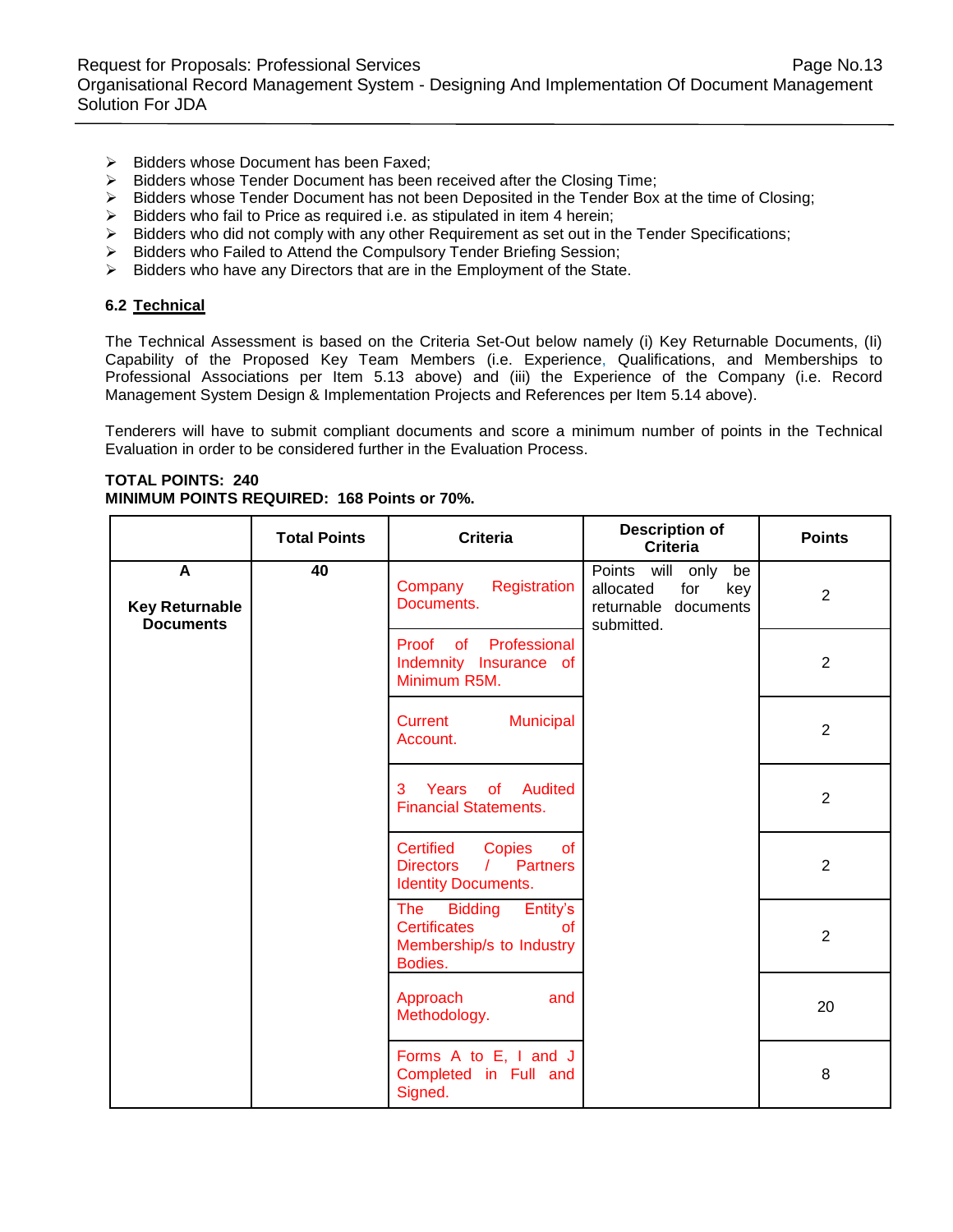- Bidders whose Document has been Faxed;
- Bidders whose Tender Document has been received after the Closing Time;
- Bidders whose Tender Document has not been Deposited in the Tender Box at the time of Closing;
- Bidders who fail to Price as required i.e. as stipulated in item 4 herein;
- Bidders who did not comply with any other Requirement as set out in the Tender Specifications;
- Bidders who Failed to Attend the Compulsory Tender Briefing Session;
- Bidders who have any Directors that are in the Employment of the State.

### 6.2 Technical

The Technical Assessment is based on the Criteria Set-Out below namely (i) Key Returnable Documents, (Ii) Capability of the Proposed Key Team Members (i.e. Experience, Qualifications, and Memberships to Professional Associations per Item 5.13 above) and (iii) the Experience of the Company (i.e. Record Management System Design & Implementation Projects and References per Item 5.14 above).

Tenderers will have to submit compliant documents and score a minimum number of points in the Technical Evaluation in order to be considered further in the Evaluation Process.

**TOTAL POINTS: 240**
**MINIMUM POINTS REQUIRED: 168 Points or 70%.**

| | Total Points | Criteria | Description of Criteria | Points |
|---|---|---|---|---|
| **A** **Key Returnable Documents** | **40** | Company Registration Documents. | Points will only be allocated for key returnable documents submitted. | 2 |
| | | Proof of Professional Indemnity Insurance of Minimum R5M. | | 2 |
| | | Current Municipal Account. | | 2 |
| | | 3 Years of Audited Financial Statements. | | 2 |
| | | Certified Copies of Directors / Partners Identity Documents. | | 2 |
| | | The Bidding Entity's Certificates of Membership/s to Industry Bodies. | | 2 |
| | | Approach and Methodology. | | 20 |
| | | Forms A to E, I and J Completed in Full and Signed. | | 8 |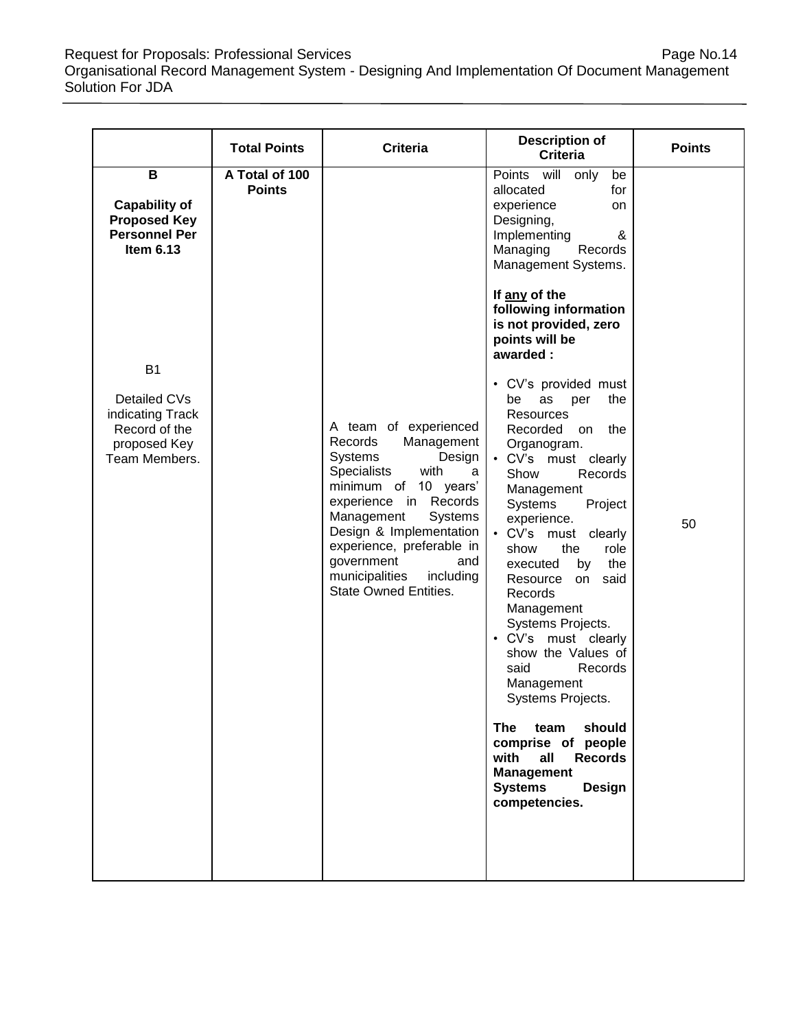| | Total Points | Criteria | Description of Criteria | Points |
|---|---|---|---|---|
| **B**<br><br>**Capability of Proposed Key Personnel Per Item 6.13**<br><br>B1<br><br>Detailed CVs indicating Track Record of the proposed Key Team Members. | **A Total of 100 Points** | A team of experienced Records Management Systems Design Specialists with a minimum of 10 years' experience in Records Management Systems Design & Implementation experience, preferable in government and municipalities including State Owned Entities. | Points will only be allocated for experience on Designing, Implementing & Managing Records Management Systems.<br><br>**If <u>any</u> of the following information is not provided, zero points will be awarded :**<br><br>• CV's provided must be as per the Resources Recorded on the Organogram.<br>• CV's must clearly Show Records Management Systems Project experience.<br>• CV's must clearly show the role executed by the Resource on said Records Management Systems Projects.<br>• CV's must clearly show the Values of said Records Management Systems Projects.<br><br>**The team should comprise of people with all Records Management Systems Design competencies.** | 50 |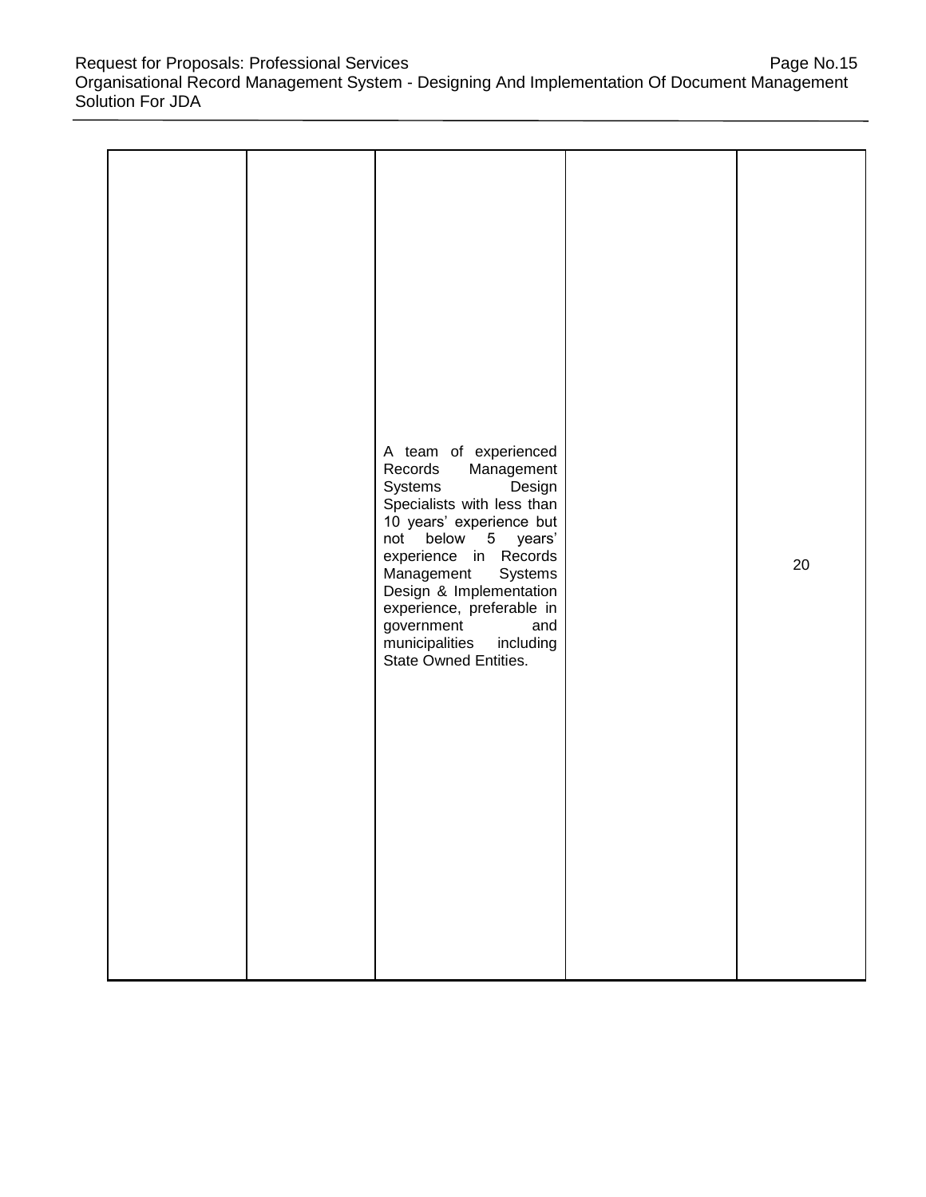| | | | | |
|---|---|---|---|---|
| | | A team of experienced Records Management Systems Design Specialists with less than 10 years' experience but not below 5 years' experience in Records Management Systems Design & Implementation experience, preferable in government and municipalities including State Owned Entities. | | 20 |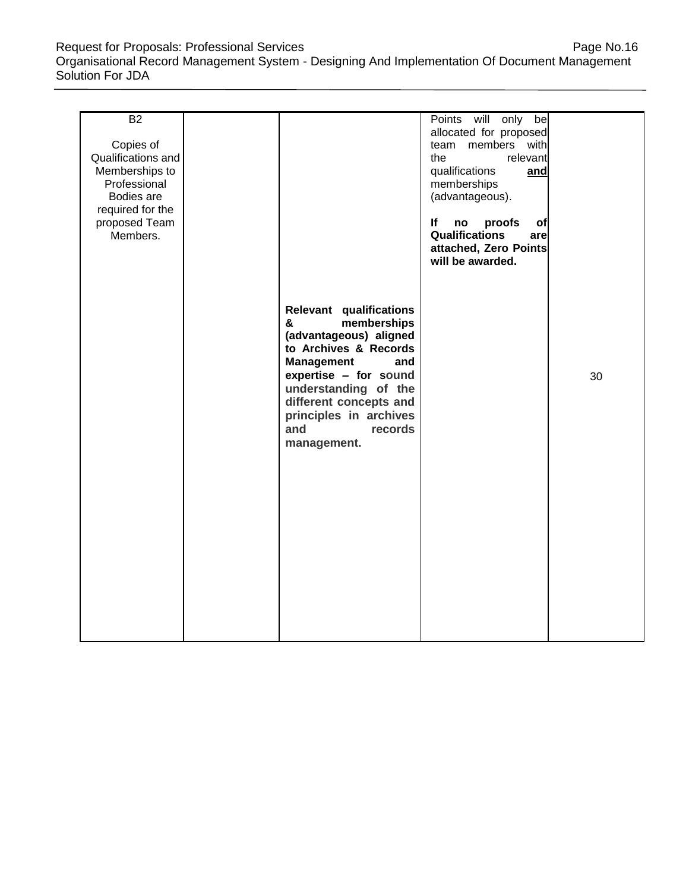| | | | | |
|---|---|---|---|---|
| B2<br><br>Copies of Qualifications and Memberships to Professional Bodies are required for the proposed Team Members. | | **Relevant qualifications & memberships (advantageous) aligned to Archives & Records Management and expertise – for sound understanding of the different concepts and principles in archives and records management.** | Points will only be allocated for proposed team members with the relevant qualifications **and** memberships (advantageous).<br><br>**If no proofs of Qualifications are attached, Zero Points will be awarded.** | 30 |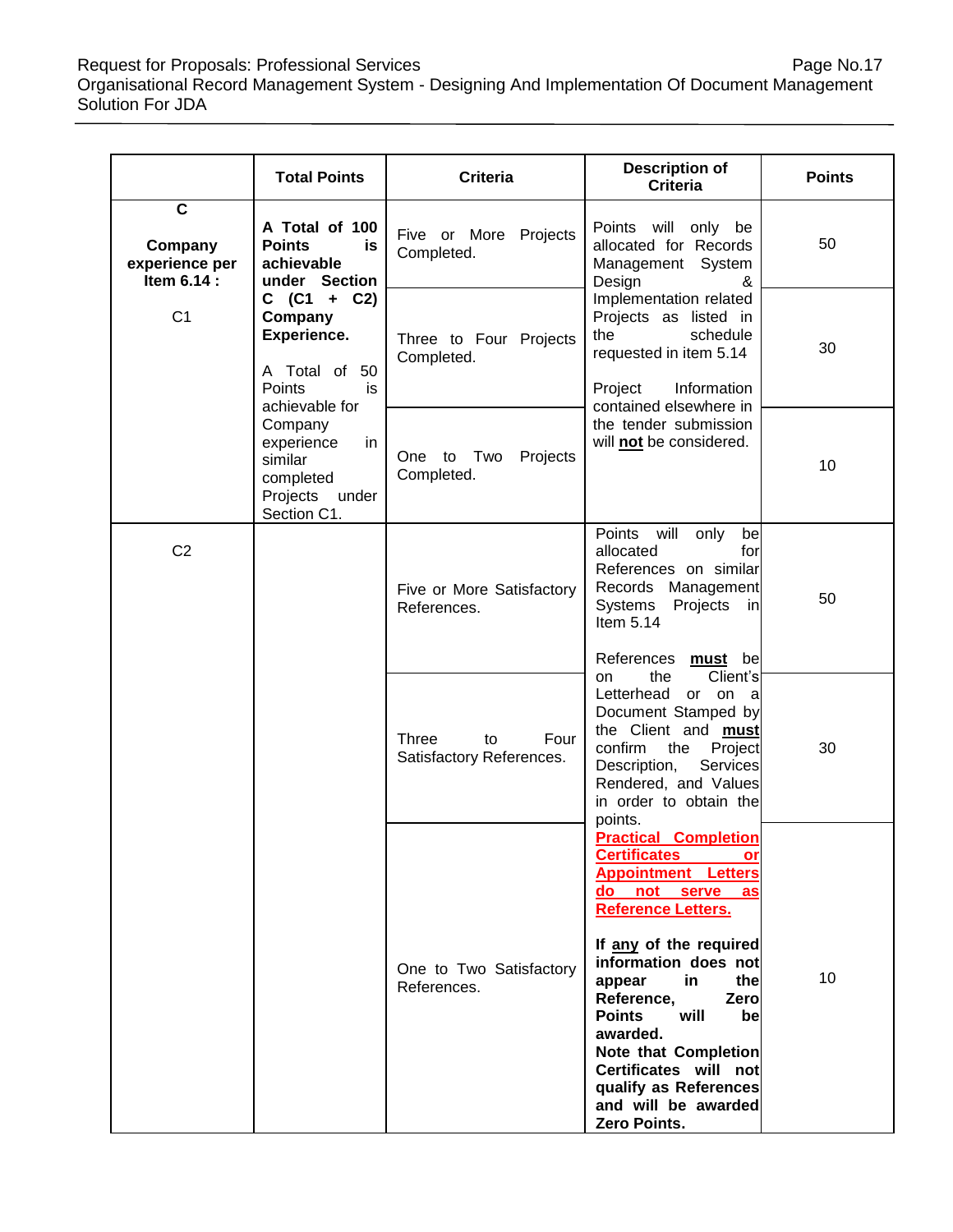| | Total Points | Criteria | Description of Criteria | Points |
|---|---|---|---|---|
| **C**<br><br>**Company experience per Item 6.14 :**<br><br>C1 | **A Total of 100 Points is achievable under Section C (C1 + C2) Company Experience.**<br><br>A Total of 50 Points is achievable for Company experience in similar completed Projects under Section C1. | Five or More Projects Completed. | Points will only be allocated for Records Management System Design & Implementation related Projects as listed in the schedule requested in item 5.14<br><br>Project Information contained elsewhere in the tender submission will **not** be considered. | 50 |
| | | Three to Four Projects Completed. | | 30 |
| | | One to Two Projects Completed. | | 10 |
| C2 | | Five or More Satisfactory References. | Points will only be allocated for References on similar Records Management Systems Projects in Item 5.14<br><br>References **must** be on the Client's Letterhead or on a Document Stamped by the Client and **must** confirm the Project Description, Services Rendered, and Values in order to obtain the points.<br>**Practical Completion Certificates or Appointment Letters do not serve as Reference Letters.**<br><br>**If any of the required information does not appear in the Reference, Zero Points will be awarded.**<br>**Note that Completion Certificates will not qualify as References and will be awarded Zero Points.** | 50 |
| | | Three to Four Satisfactory References. | | 30 |
| | | One to Two Satisfactory References. | | 10 |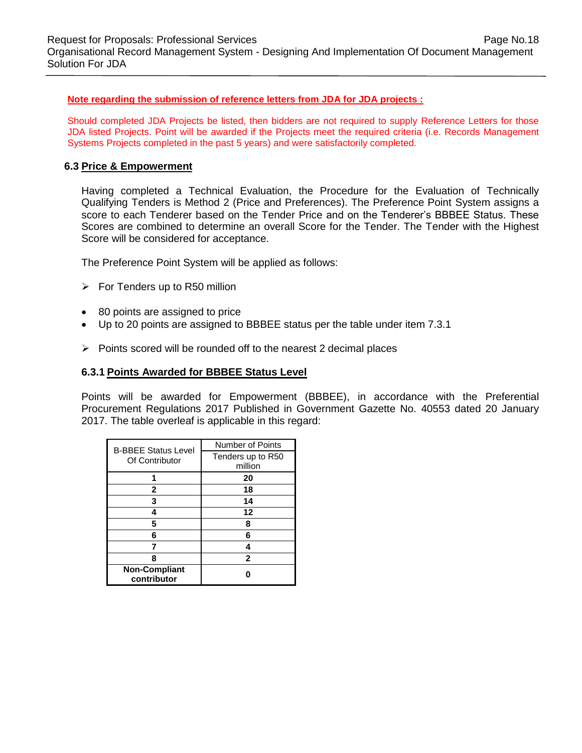**Note regarding the submission of reference letters from JDA for JDA projects :**

Should completed JDA Projects be listed, then bidders are not required to supply Reference Letters for those JDA listed Projects. Point will be awarded if the Projects meet the required criteria (i.e. Records Management Systems Projects completed in the past 5 years) and were satisfactorily completed.

### 6.3 Price & Empowerment

Having completed a Technical Evaluation, the Procedure for the Evaluation of Technically Qualifying Tenders is Method 2 (Price and Preferences). The Preference Point System assigns a score to each Tenderer based on the Tender Price and on the Tenderer's BBBEE Status. These Scores are combined to determine an overall Score for the Tender. The Tender with the Highest Score will be considered for acceptance.

The Preference Point System will be applied as follows:

- For Tenders up to R50 million

- 80 points are assigned to price
- Up to 20 points are assigned to BBBEE status per the table under item 7.3.1

- Points scored will be rounded off to the nearest 2 decimal places

#### 6.3.1 Points Awarded for BBBEE Status Level

Points will be awarded for Empowerment (BBBEE), in accordance with the Preferential Procurement Regulations 2017 Published in Government Gazette No. 40553 dated 20 January 2017. The table overleaf is applicable in this regard:

| B-BBEE Status Level Of Contributor | Number of Points |
|---|---|
| | Tenders up to R50 million |
| **1** | **20** |
| **2** | **18** |
| **3** | **14** |
| **4** | **12** |
| **5** | **8** |
| **6** | **6** |
| **7** | **4** |
| **8** | **2** |
| **Non-Compliant contributor** | **0** |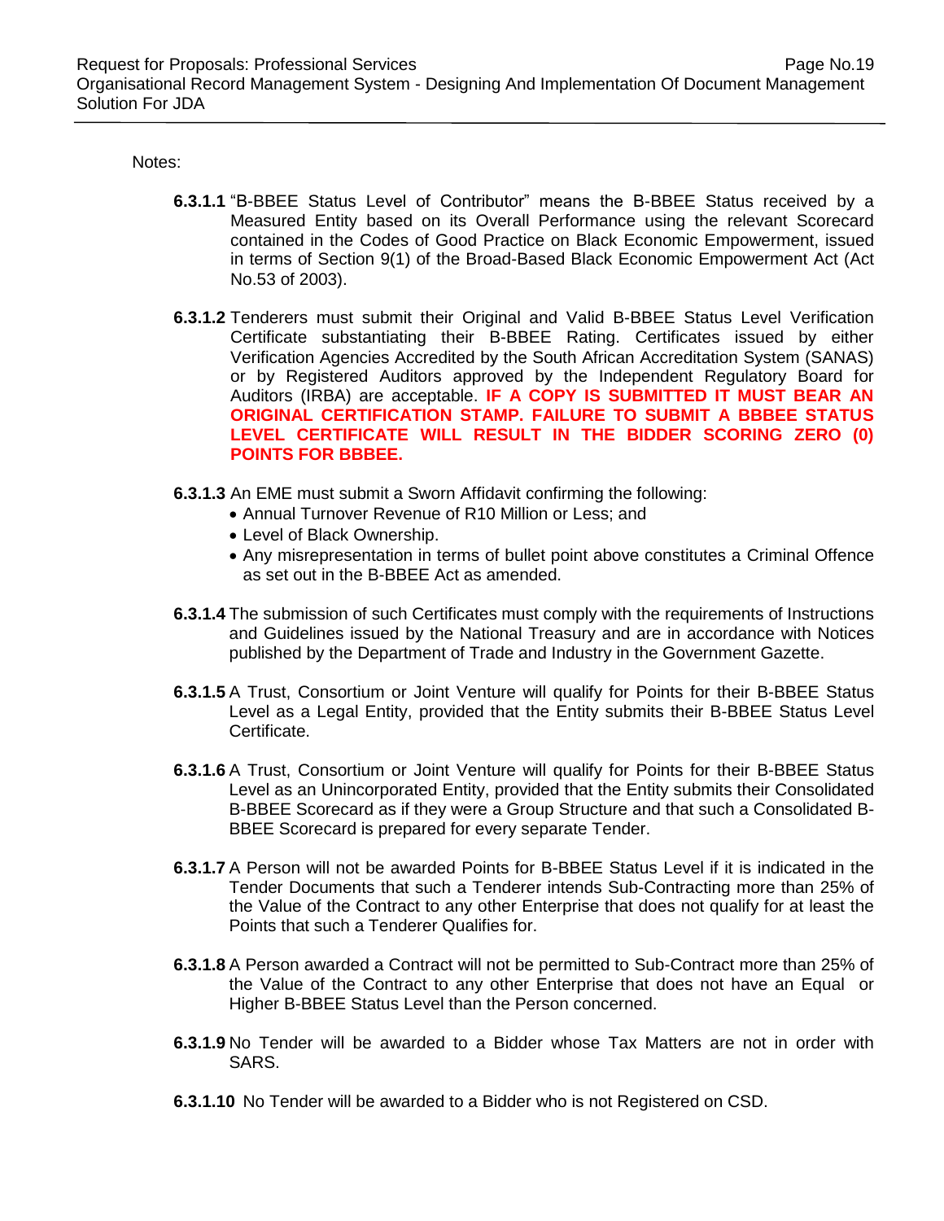Notes:

**6.3.1.1** "B-BBEE Status Level of Contributor" means the B-BBEE Status received by a Measured Entity based on its Overall Performance using the relevant Scorecard contained in the Codes of Good Practice on Black Economic Empowerment, issued in terms of Section 9(1) of the Broad-Based Black Economic Empowerment Act (Act No.53 of 2003).

**6.3.1.2** Tenderers must submit their Original and Valid B-BBEE Status Level Verification Certificate substantiating their B-BBEE Rating. Certificates issued by either Verification Agencies Accredited by the South African Accreditation System (SANAS) or by Registered Auditors approved by the Independent Regulatory Board for Auditors (IRBA) are acceptable. **IF A COPY IS SUBMITTED IT MUST BEAR AN ORIGINAL CERTIFICATION STAMP. FAILURE TO SUBMIT A BBBEE STATUS LEVEL CERTIFICATE WILL RESULT IN THE BIDDER SCORING ZERO (0) POINTS FOR BBBEE.**

**6.3.1.3** An EME must submit a Sworn Affidavit confirming the following:

- Annual Turnover Revenue of R10 Million or Less; and
- Level of Black Ownership.
- Any misrepresentation in terms of bullet point above constitutes a Criminal Offence as set out in the B-BBEE Act as amended.

**6.3.1.4** The submission of such Certificates must comply with the requirements of Instructions and Guidelines issued by the National Treasury and are in accordance with Notices published by the Department of Trade and Industry in the Government Gazette.

**6.3.1.5** A Trust, Consortium or Joint Venture will qualify for Points for their B-BBEE Status Level as a Legal Entity, provided that the Entity submits their B-BBEE Status Level Certificate.

**6.3.1.6** A Trust, Consortium or Joint Venture will qualify for Points for their B-BBEE Status Level as an Unincorporated Entity, provided that the Entity submits their Consolidated B-BBEE Scorecard as if they were a Group Structure and that such a Consolidated B-BBEE Scorecard is prepared for every separate Tender.

**6.3.1.7** A Person will not be awarded Points for B-BBEE Status Level if it is indicated in the Tender Documents that such a Tenderer intends Sub-Contracting more than 25% of the Value of the Contract to any other Enterprise that does not qualify for at least the Points that such a Tenderer Qualifies for.

**6.3.1.8** A Person awarded a Contract will not be permitted to Sub-Contract more than 25% of the Value of the Contract to any other Enterprise that does not have an Equal or Higher B-BBEE Status Level than the Person concerned.

**6.3.1.9** No Tender will be awarded to a Bidder whose Tax Matters are not in order with SARS.

**6.3.1.10** No Tender will be awarded to a Bidder who is not Registered on CSD.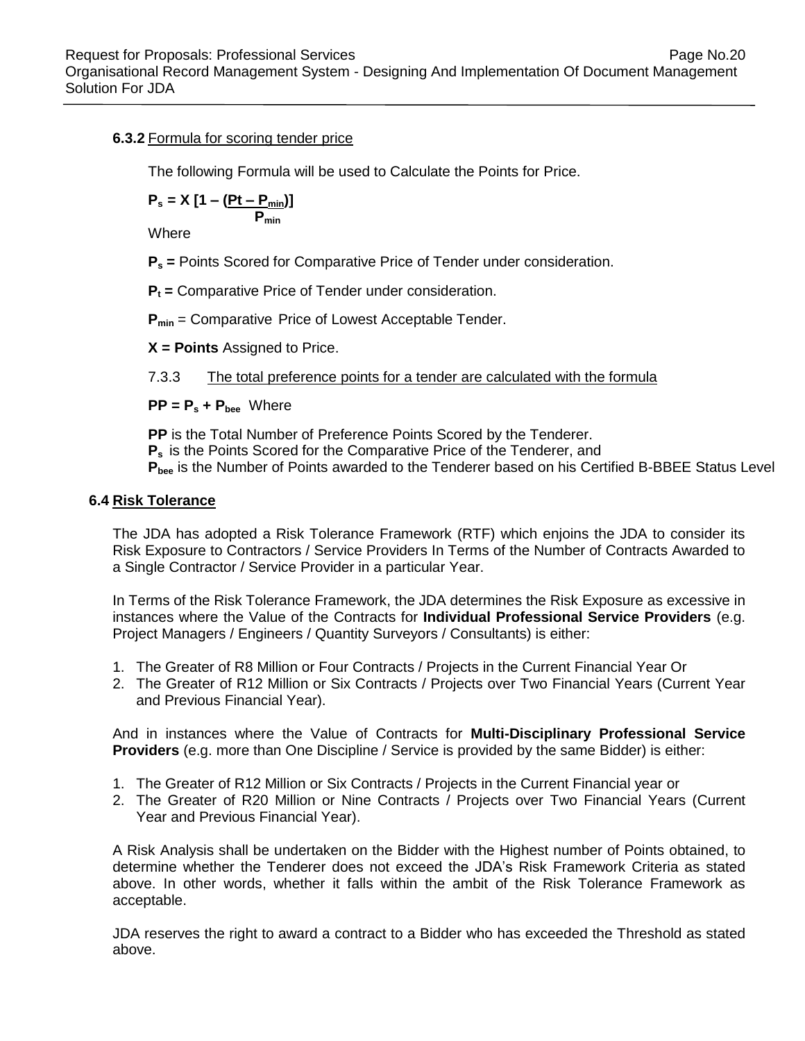**6.3.2** Formula for scoring tender price

The following Formula will be used to Calculate the Points for Price.

$$P_s = X\left[1 - \frac{(Pt - P_{min})}{P_{min}}\right]$$

Where

$P_s$ = Points Scored for Comparative Price of Tender under consideration.

$P_t$ = Comparative Price of Tender under consideration.

$P_{min}$ = Comparative Price of Lowest Acceptable Tender.

**X = Points** Assigned to Price.

7.3.3 The total preference points for a tender are calculated with the formula

$PP = P_s + P_{bee}$ Where

**PP** is the Total Number of Preference Points Scored by the Tenderer.
$P_s$ is the Points Scored for the Comparative Price of the Tenderer, and
$P_{bee}$ is the Number of Points awarded to the Tenderer based on his Certified B-BBEE Status Level

### 6.4 Risk Tolerance

The JDA has adopted a Risk Tolerance Framework (RTF) which enjoins the JDA to consider its Risk Exposure to Contractors / Service Providers In Terms of the Number of Contracts Awarded to a Single Contractor / Service Provider in a particular Year.

In Terms of the Risk Tolerance Framework, the JDA determines the Risk Exposure as excessive in instances where the Value of the Contracts for **Individual Professional Service Providers** (e.g. Project Managers / Engineers / Quantity Surveyors / Consultants) is either:

1. The Greater of R8 Million or Four Contracts / Projects in the Current Financial Year Or
2. The Greater of R12 Million or Six Contracts / Projects over Two Financial Years (Current Year and Previous Financial Year).

And in instances where the Value of Contracts for **Multi-Disciplinary Professional Service Providers** (e.g. more than One Discipline / Service is provided by the same Bidder) is either:

1. The Greater of R12 Million or Six Contracts / Projects in the Current Financial year or
2. The Greater of R20 Million or Nine Contracts / Projects over Two Financial Years (Current Year and Previous Financial Year).

A Risk Analysis shall be undertaken on the Bidder with the Highest number of Points obtained, to determine whether the Tenderer does not exceed the JDA's Risk Framework Criteria as stated above. In other words, whether it falls within the ambit of the Risk Tolerance Framework as acceptable.

JDA reserves the right to award a contract to a Bidder who has exceeded the Threshold as stated above.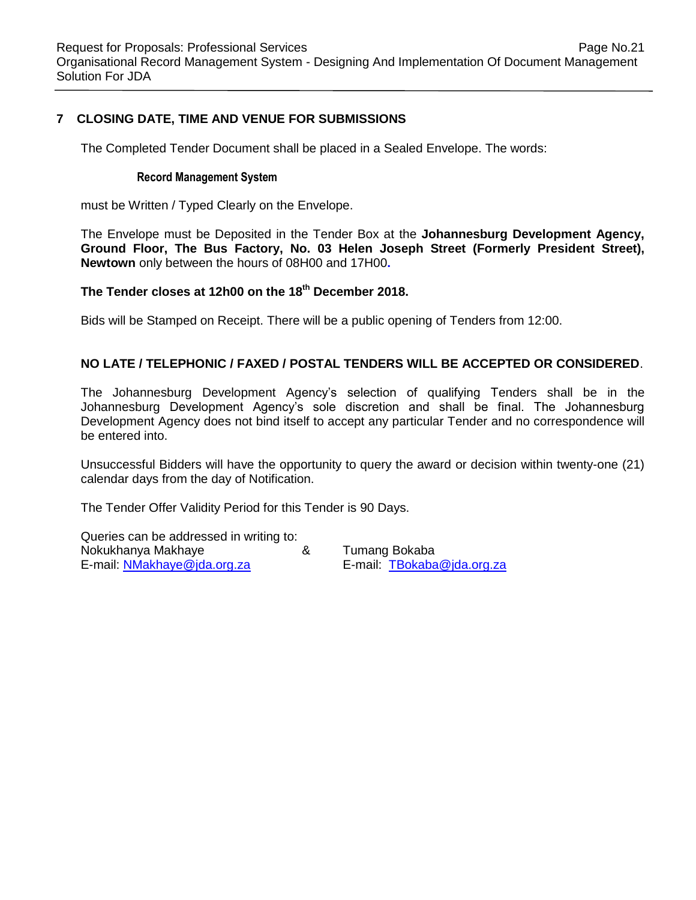## 7 CLOSING DATE, TIME AND VENUE FOR SUBMISSIONS

The Completed Tender Document shall be placed in a Sealed Envelope. The words:

**Record Management System**

must be Written / Typed Clearly on the Envelope.

The Envelope must be Deposited in the Tender Box at the **Johannesburg Development Agency, Ground Floor, The Bus Factory, No. 03 Helen Joseph Street (Formerly President Street), Newtown** only between the hours of 08H00 and 17H00.

**The Tender closes at 12h00 on the 18th December 2018.**

Bids will be Stamped on Receipt. There will be a public opening of Tenders from 12:00.

**NO LATE / TELEPHONIC / FAXED / POSTAL TENDERS WILL BE ACCEPTED OR CONSIDERED**.

The Johannesburg Development Agency's selection of qualifying Tenders shall be in the Johannesburg Development Agency's sole discretion and shall be final. The Johannesburg Development Agency does not bind itself to accept any particular Tender and no correspondence will be entered into.

Unsuccessful Bidders will have the opportunity to query the award or decision within twenty-one (21) calendar days from the day of Notification.

The Tender Offer Validity Period for this Tender is 90 Days.

Queries can be addressed in writing to:

Nokukhanya Makhaye & Tumang Bokaba
E-mail: NMakhaye@jda.org.za E-mail: TBokaba@jda.org.za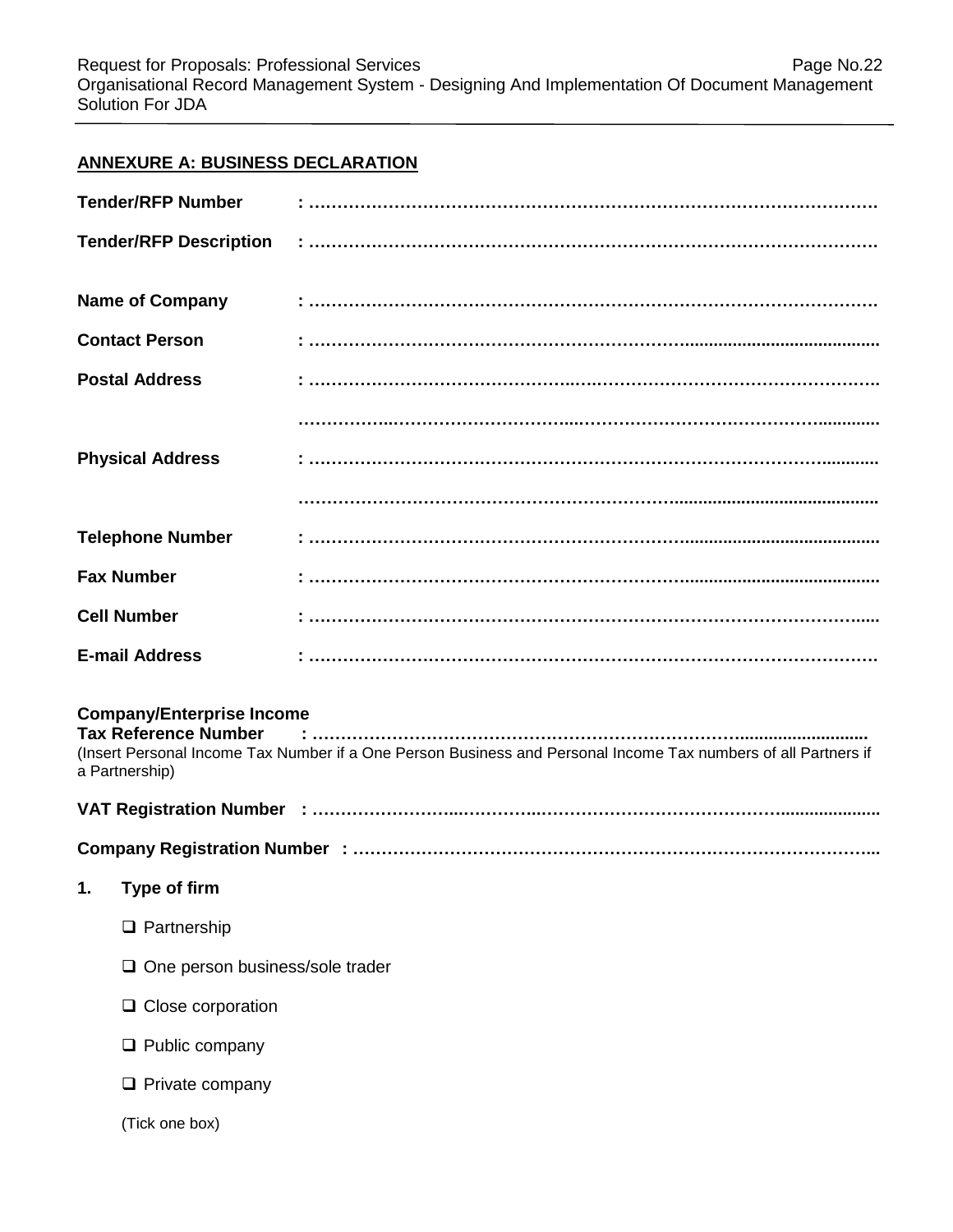## ANNEXURE A: BUSINESS DECLARATION

**Tender/RFP Number** : ……………………………………………………………………………………

**Tender/RFP Description** : ……………………………………………………………………………………

**Name of Company** : ……………………………………………………………………………………

**Contact Person** : ……………………………………………………………………………………

**Postal Address** : ……………………………………………………………………………………

……………………………………………………………………………………

**Physical Address** : ……………………………………………………………………………………

……………………………………………………………………………………

**Telephone Number** : ……………………………………………………………………………………

**Fax Number** : ……………………………………………………………………………………

**Cell Number** : ……………………………………………………………………………………

**E-mail Address** : ……………………………………………………………………………………

**Company/Enterprise Income Tax Reference Number** : ……………………………………………………………………………………
(Insert Personal Income Tax Number if a One Person Business and Personal Income Tax numbers of all Partners if a Partnership)

**VAT Registration Number** : ……………………………………………………………………………………

**Company Registration Number** : ……………………………………………………………………………………

**1. Type of firm**

- ❑ Partnership
- ❑ One person business/sole trader
- ❑ Close corporation
- ❑ Public company
- ❑ Private company

(Tick one box)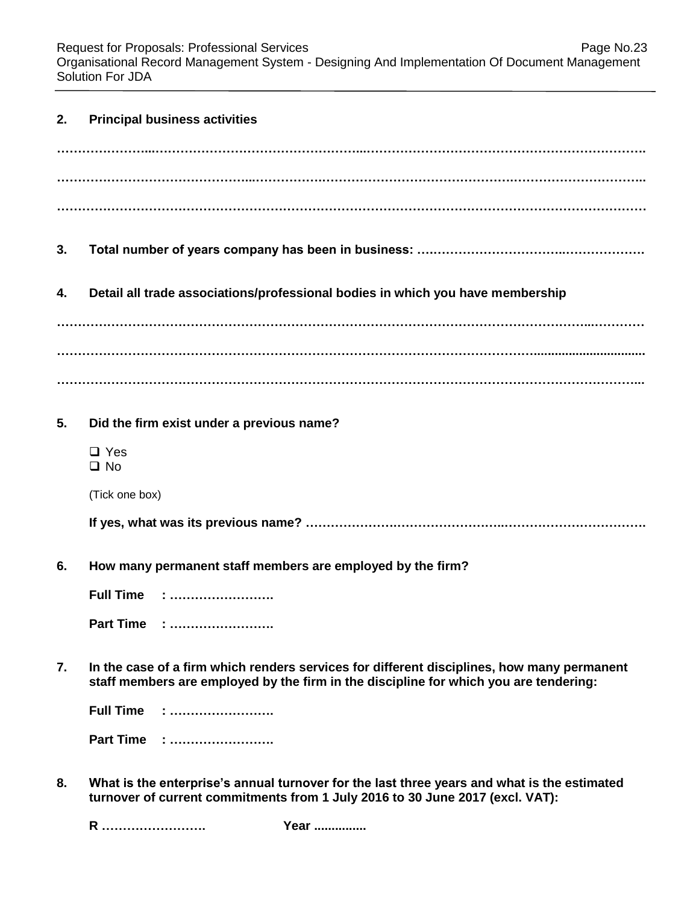**2. Principal business activities**

……………………………………………………………………………………………………………………………

……………………………………………………………………………………………………………………………

……………………………………………………………………………………………………………………………

**3. Total number of years company has been in business: ………………………………………………………**

**4. Detail all trade associations/professional bodies in which you have membership**

……………………………………………………………………………………………………………………………

……………………………………………………………………………………………………………………………

……………………………………………………………………………………………………………………………

**5. Did the firm exist under a previous name?**

- ❑ Yes
- ❑ No

(Tick one box)

**If yes, what was its previous name? ………………………………………………………………………………**

**6. How many permanent staff members are employed by the firm?**

**Full Time : …………………….**

**Part Time : …………………….**

**7. In the case of a firm which renders services for different disciplines, how many permanent staff members are employed by the firm in the discipline for which you are tendering:**

**Full Time : …………………….**

**Part Time : …………………….**

**8. What is the enterprise's annual turnover for the last three years and what is the estimated turnover of current commitments from 1 July 2016 to 30 June 2017 (excl. VAT):**

**R …………………….** **Year ..............**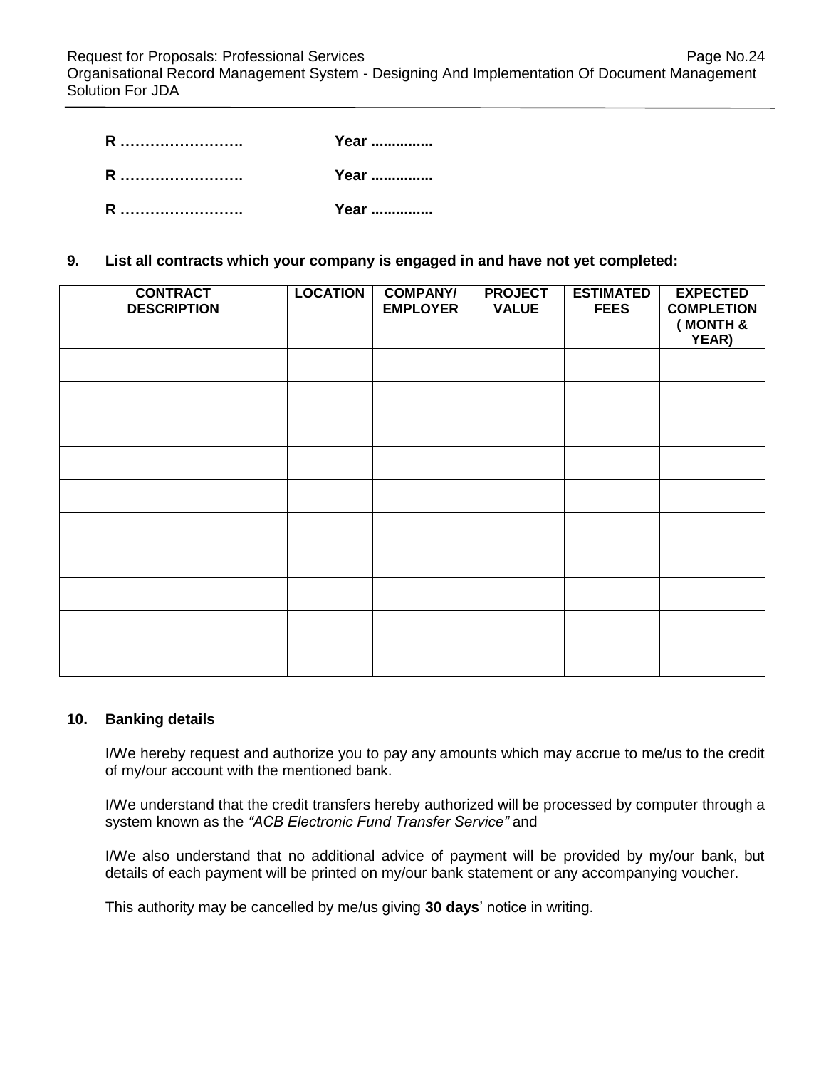**R …………………….　　　　Year ...............**

**R …………………….　　　　Year ...............**

**R …………………….　　　　Year ...............**

**9. List all contracts which your company is engaged in and have not yet completed:**

| CONTRACT DESCRIPTION | LOCATION | COMPANY/ EMPLOYER | PROJECT VALUE | ESTIMATED FEES | EXPECTED COMPLETION ( MONTH & YEAR) |
|---|---|---|---|---|---|
| | | | | | |
| | | | | | |
| | | | | | |
| | | | | | |
| | | | | | |
| | | | | | |
| | | | | | |
| | | | | | |
| | | | | | |
| | | | | | |

**10. Banking details**

I/We hereby request and authorize you to pay any amounts which may accrue to me/us to the credit of my/our account with the mentioned bank.

I/We understand that the credit transfers hereby authorized will be processed by computer through a system known as the *“ACB Electronic Fund Transfer Service”* and

I/We also understand that no additional advice of payment will be provided by my/our bank, but details of each payment will be printed on my/our bank statement or any accompanying voucher.

This authority may be cancelled by me/us giving **30 days**’ notice in writing.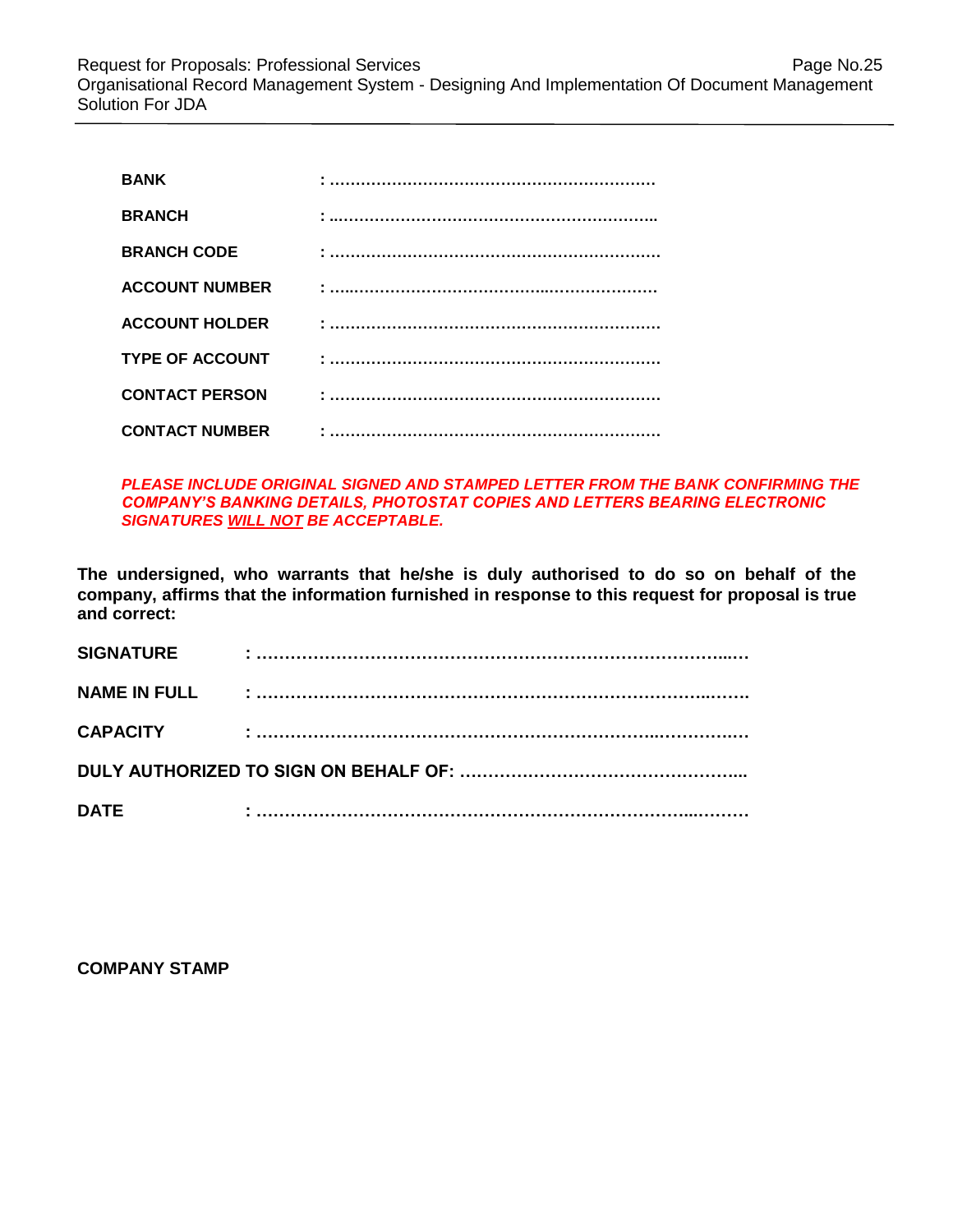**BANK** : ………………………………………………………

**BRANCH** : ………………………………………………………

**BRANCH CODE** : ………………………………………………………

**ACCOUNT NUMBER** : ………………………………………………………

**ACCOUNT HOLDER** : ………………………………………………………

**TYPE OF ACCOUNT** : ………………………………………………………

**CONTACT PERSON** : ………………………………………………………

**CONTACT NUMBER** : ………………………………………………………

***PLEASE INCLUDE ORIGINAL SIGNED AND STAMPED LETTER FROM THE BANK CONFIRMING THE COMPANY'S BANKING DETAILS, PHOTOSTAT COPIES AND LETTERS BEARING ELECTRONIC SIGNATURES <u>WILL NOT</u> BE ACCEPTABLE.***

**The undersigned, who warrants that he/she is duly authorised to do so on behalf of the company, affirms that the information furnished in response to this request for proposal is true and correct:**

**SIGNATURE** : ………………………………………………………………………

**NAME IN FULL** : ………………………………………………………………………

**CAPACITY** : ………………………………………………………………………

**DUTY AUTHORIZED TO SIGN ON BEHALF OF:** …………………………………………

**DATE** : ………………………………………………………………………

**COMPANY STAMP**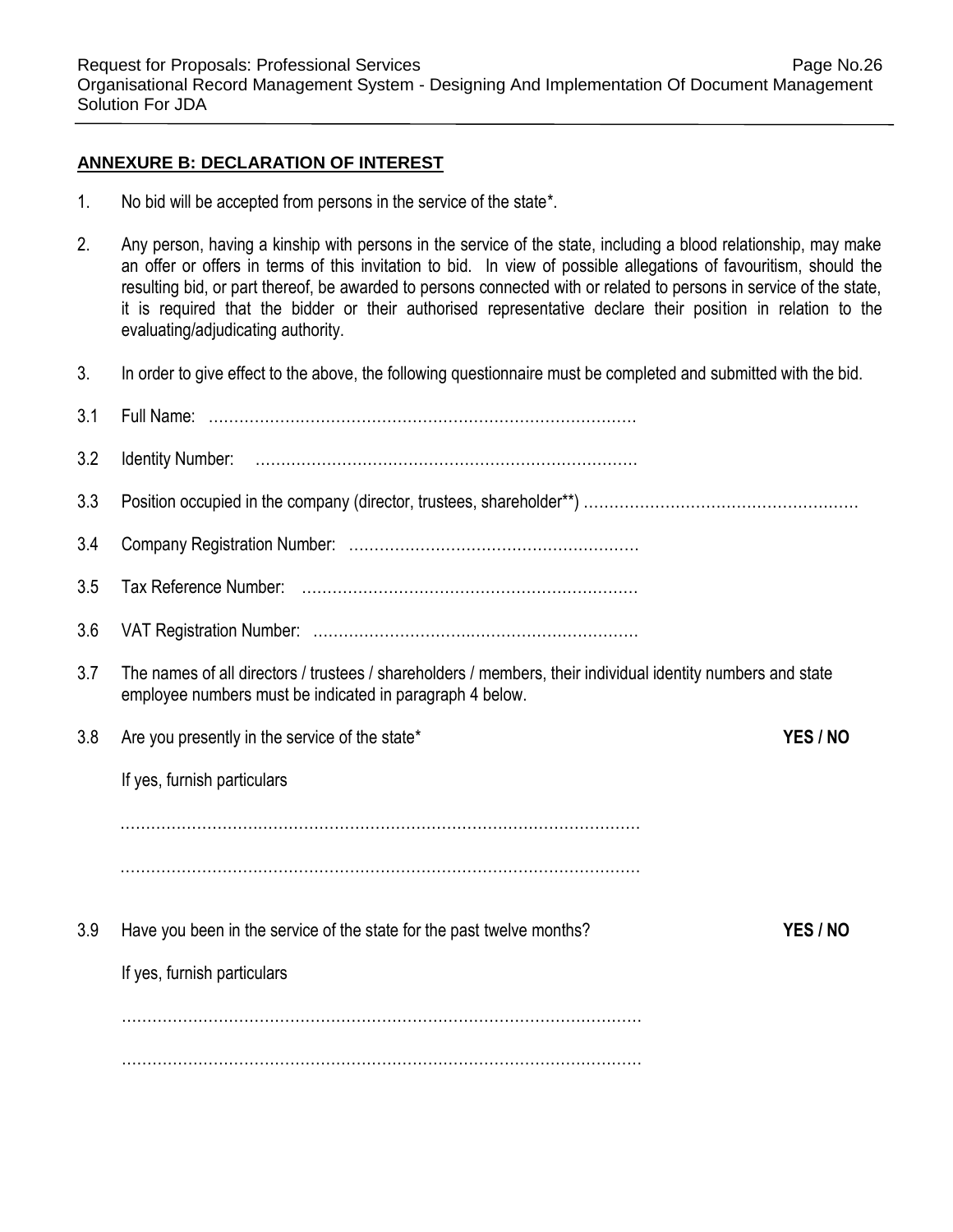## ANNEXURE B: DECLARATION OF INTEREST

1. No bid will be accepted from persons in the service of the state*.

2. Any person, having a kinship with persons in the service of the state, including a blood relationship, may make an offer or offers in terms of this invitation to bid. In view of possible allegations of favouritism, should the resulting bid, or part thereof, be awarded to persons connected with or related to persons in service of the state, it is required that the bidder or their authorised representative declare their position in relation to the evaluating/adjudicating authority.

3. In order to give effect to the above, the following questionnaire must be completed and submitted with the bid.

3.1 Full Name: ……………………………………………………………………………

3.2 Identity Number: …………………………………………………………………

3.3 Position occupied in the company (director, trustees, shareholder**) ………………………………………………

3.4 Company Registration Number: …………………………………………………

3.5 Tax Reference Number: …………………………………………………………

3.6 VAT Registration Number: ………………………………………………………

3.7 The names of all directors / trustees / shareholders / members, their individual identity numbers and state employee numbers must be indicated in paragraph 4 below.

3.8 Are you presently in the service of the state* **YES / NO**

If yes, furnish particulars

……………………………………………………………………………………………

……………………………………………………………………………………………

3.9 Have you been in the service of the state for the past twelve months? **YES / NO**

If yes, furnish particulars

……………………………………………………………………………………………

……………………………………………………………………………………………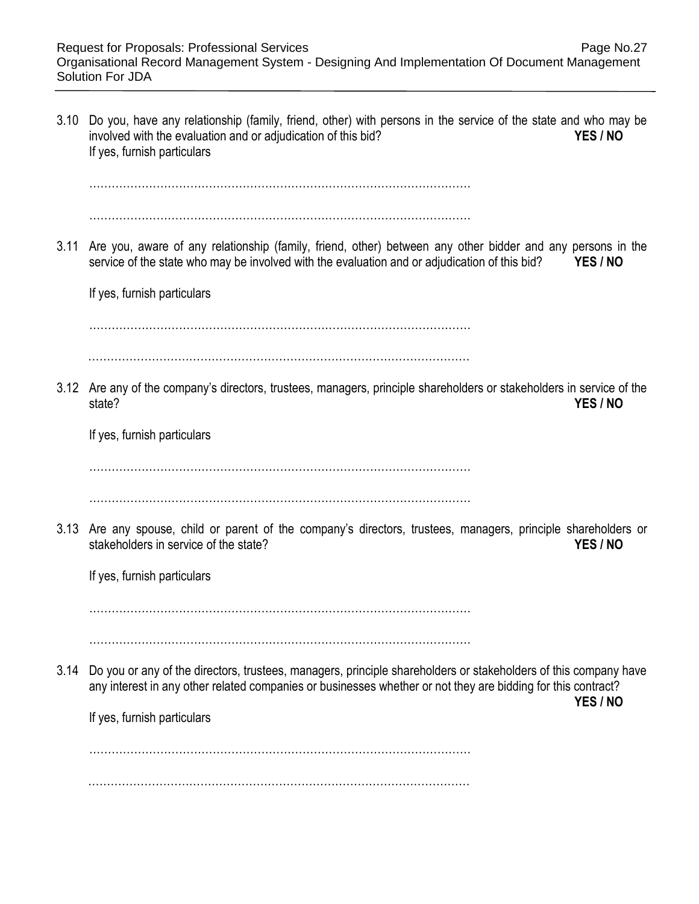3.10 Do you, have any relationship (family, friend, other) with persons in the service of the state and who may be involved with the evaluation and or adjudication of this bid? **YES / NO**
If yes, furnish particulars

…………………………………………………………………………………………

…………………………………………………………………………………………

3.11 Are you, aware of any relationship (family, friend, other) between any other bidder and any persons in the service of the state who may be involved with the evaluation and or adjudication of this bid? **YES / NO**

If yes, furnish particulars

…………………………………………………………………………………………

…………………………………………………………………………………………

3.12 Are any of the company's directors, trustees, managers, principle shareholders or stakeholders in service of the state? **YES / NO**

If yes, furnish particulars

…………………………………………………………………………………………

…………………………………………………………………………………………

3.13 Are any spouse, child or parent of the company's directors, trustees, managers, principle shareholders or stakeholders in service of the state? **YES / NO**

If yes, furnish particulars

…………………………………………………………………………………………

…………………………………………………………………………………………

3.14 Do you or any of the directors, trustees, managers, principle shareholders or stakeholders of this company have any interest in any other related companies or businesses whether or not they are bidding for this contract? **YES / NO**

If yes, furnish particulars

…………………………………………………………………………………………

…………………………………………………………………………………………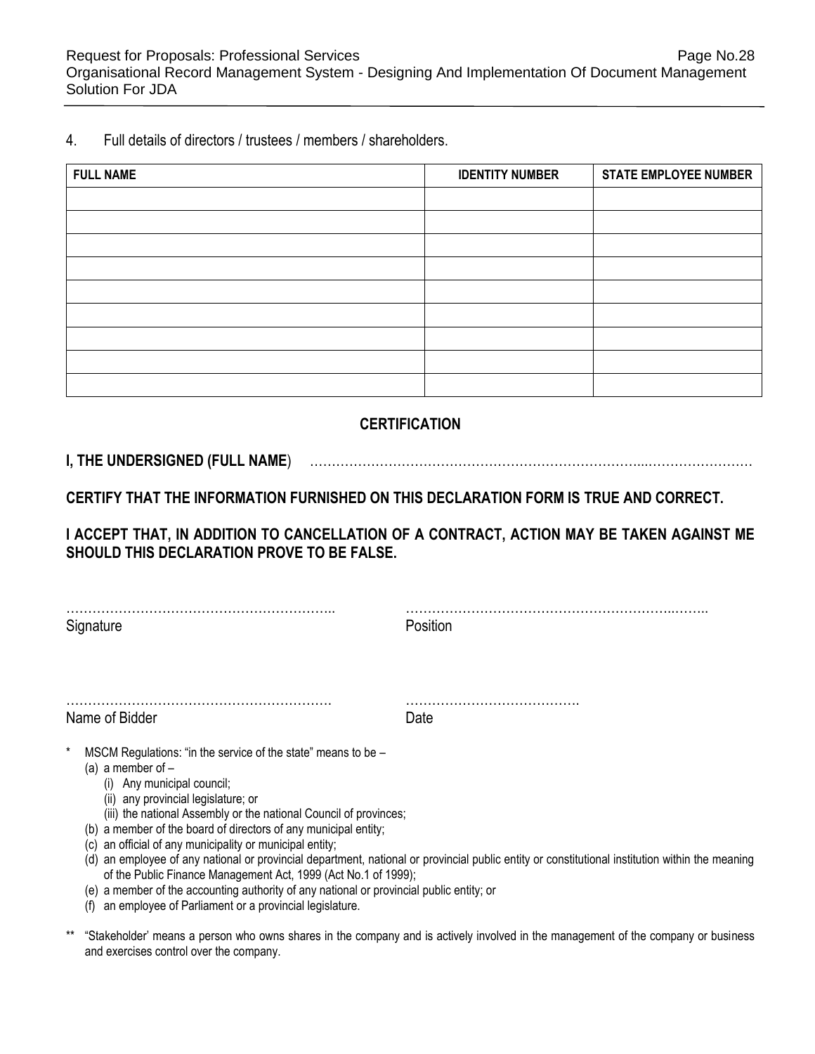4. Full details of directors / trustees / members / shareholders.

| FULL NAME | IDENTITY NUMBER | STATE EMPLOYEE NUMBER |
|---|---|---|
| | | |
| | | |
| | | |
| | | |
| | | |
| | | |
| | | |
| | | |
| | | |

## CERTIFICATION

**I, THE UNDERSIGNED (FULL NAME**) …………………………………………………………………...……………………

**CERTIFY THAT THE INFORMATION FURNISHED ON THIS DECLARATION FORM IS TRUE AND CORRECT.**

**I ACCEPT THAT, IN ADDITION TO CANCELLATION OF A CONTRACT, ACTION MAY BE TAKEN AGAINST ME SHOULD THIS DECLARATION PROVE TO BE FALSE.**

……………………………………………………..
Signature

……………………………………………………..……..
Position

……………………………………………………
Name of Bidder

………………………………….
Date

\* MSCM Regulations: "in the service of the state" means to be –
  (a) a member of –
    (i) Any municipal council;
    (ii) any provincial legislature; or
    (iii) the national Assembly or the national Council of provinces;
  (b) a member of the board of directors of any municipal entity;
  (c) an official of any municipality or municipal entity;
  (d) an employee of any national or provincial department, national or provincial public entity or constitutional institution within the meaning of the Public Finance Management Act, 1999 (Act No.1 of 1999);
  (e) a member of the accounting authority of any national or provincial public entity; or
  (f) an employee of Parliament or a provincial legislature.

\*\* "Stakeholder' means a person who owns shares in the company and is actively involved in the management of the company or business and exercises control over the company.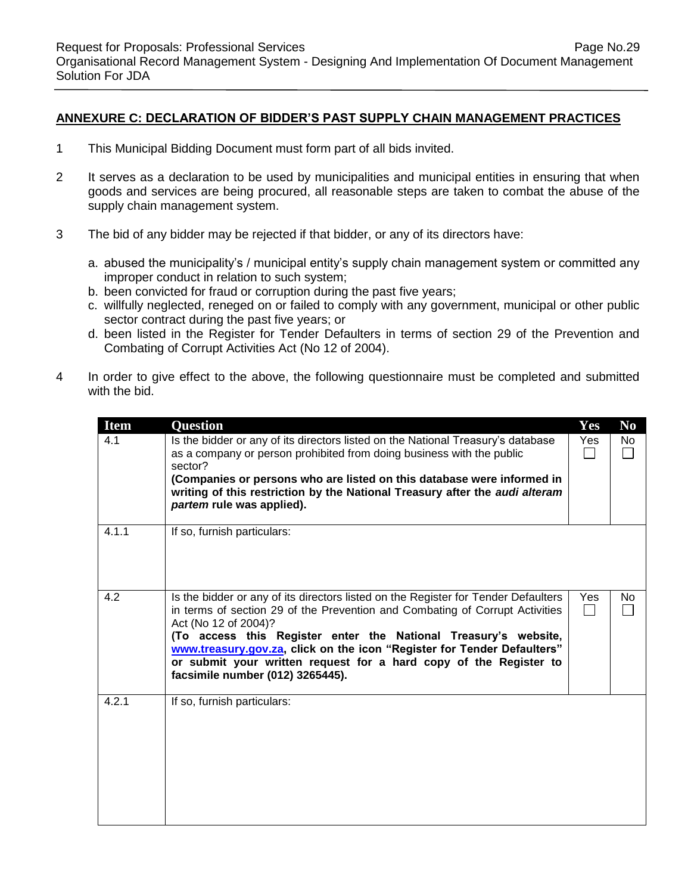## ANNEXURE C: DECLARATION OF BIDDER'S PAST SUPPLY CHAIN MANAGEMENT PRACTICES

1. This Municipal Bidding Document must form part of all bids invited.

2. It serves as a declaration to be used by municipalities and municipal entities in ensuring that when goods and services are being procured, all reasonable steps are taken to combat the abuse of the supply chain management system.

3. The bid of any bidder may be rejected if that bidder, or any of its directors have:

   a. abused the municipality's / municipal entity's supply chain management system or committed any improper conduct in relation to such system;
   b. been convicted for fraud or corruption during the past five years;
   c. willfully neglected, reneged on or failed to comply with any government, municipal or other public sector contract during the past five years; or
   d. been listed in the Register for Tender Defaulters in terms of section 29 of the Prevention and Combating of Corrupt Activities Act (No 12 of 2004).

4. In order to give effect to the above, the following questionnaire must be completed and submitted with the bid.

| Item | Question | Yes | No |
|---|---|---|---|
| 4.1 | Is the bidder or any of its directors listed on the National Treasury's database as a company or person prohibited from doing business with the public sector?<br>**(Companies or persons who are listed on this database were informed in writing of this restriction by the National Treasury after the *audi alteram partem* rule was applied).** | Yes ☐ | No ☐ |
| 4.1.1 | If so, furnish particulars: | | |
| 4.2 | Is the bidder or any of its directors listed on the Register for Tender Defaulters in terms of section 29 of the Prevention and Combating of Corrupt Activities Act (No 12 of 2004)?<br>**(To access this Register enter the National Treasury's website, www.treasury.gov.za, click on the icon "Register for Tender Defaulters" or submit your written request for a hard copy of the Register to facsimile number (012) 3265445).** | Yes ☐ | No ☐ |
| 4.2.1 | If so, furnish particulars: | | |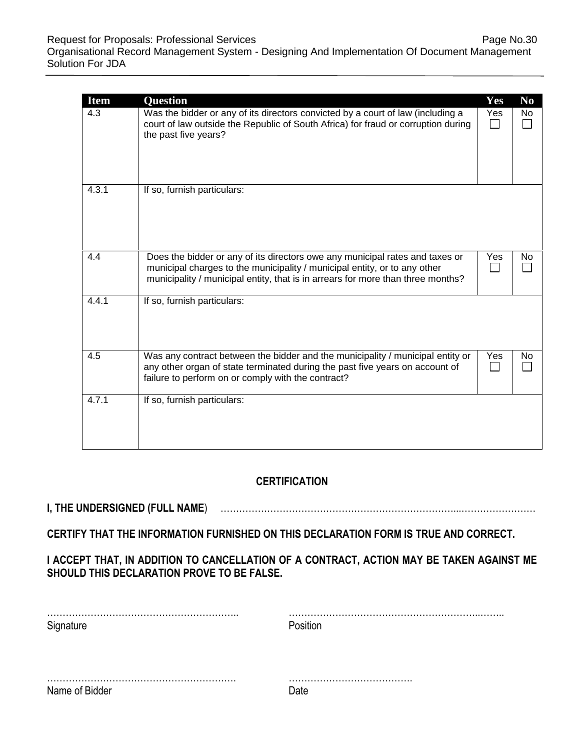| Item | Question | Yes | No |
|---|---|---|---|
| 4.3 | Was the bidder or any of its directors convicted by a court of law (including a court of law outside the Republic of South Africa) for fraud or corruption during the past five years? | Yes ☐ | No ☐ |
| 4.3.1 | If so, furnish particulars: | | |
| 4.4 | Does the bidder or any of its directors owe any municipal rates and taxes or municipal charges to the municipality / municipal entity, or to any other municipality / municipal entity, that is in arrears for more than three months? | Yes ☐ | No ☐ |
| 4.4.1 | If so, furnish particulars: | | |
| 4.5 | Was any contract between the bidder and the municipality / municipal entity or any other organ of state terminated during the past five years on account of failure to perform on or comply with the contract? | Yes ☐ | No ☐ |
| 4.7.1 | If so, furnish particulars: | | |

**CERTIFICATION**

**I, THE UNDERSIGNED (FULL NAME**) …………………………………………………………………..……………………

**CERTIFY THAT THE INFORMATION FURNISHED ON THIS DECLARATION FORM IS TRUE AND CORRECT.**

**I ACCEPT THAT, IN ADDITION TO CANCELLATION OF A CONTRACT, ACTION MAY BE TAKEN AGAINST ME SHOULD THIS DECLARATION PROVE TO BE FALSE.**

……………………………………………………..
Signature

…………………………………………………..……..
Position

…………………………………………………….
Name of Bidder

………………………………….
Date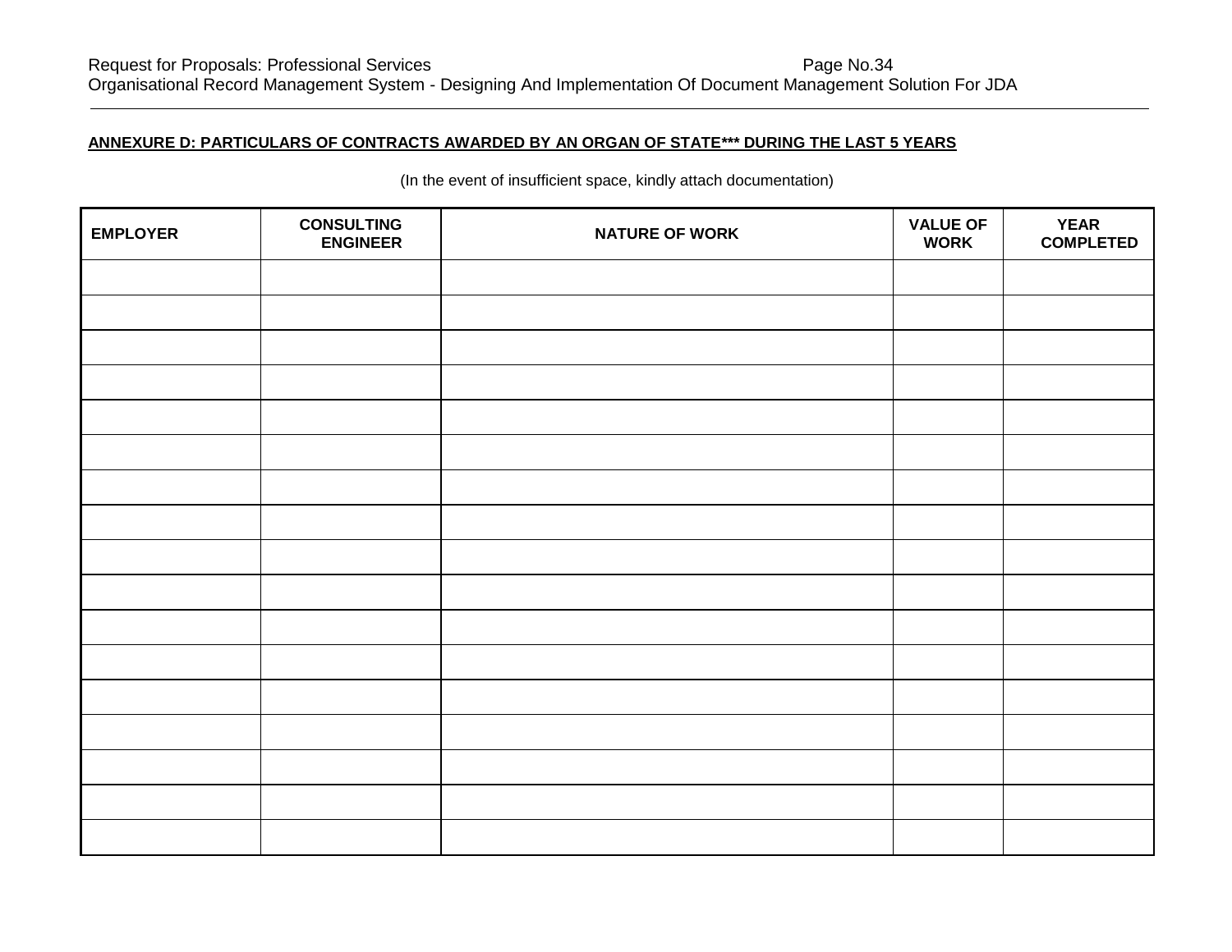**ANNEXURE D: PARTICULARS OF CONTRACTS AWARDED BY AN ORGAN OF STATE*** DURING THE LAST 5 YEARS**

(In the event of insufficient space, kindly attach documentation)

| EMPLOYER | CONSULTING ENGINEER | NATURE OF WORK | VALUE OF WORK | YEAR COMPLETED |
|---|---|---|---|---|
| | | | | |
| | | | | |
| | | | | |
| | | | | |
| | | | | |
| | | | | |
| | | | | |
| | | | | |
| | | | | |
| | | | | |
| | | | | |
| | | | | |
| | | | | |
| | | | | |
| | | | | |
| | | | | |
| | | | | |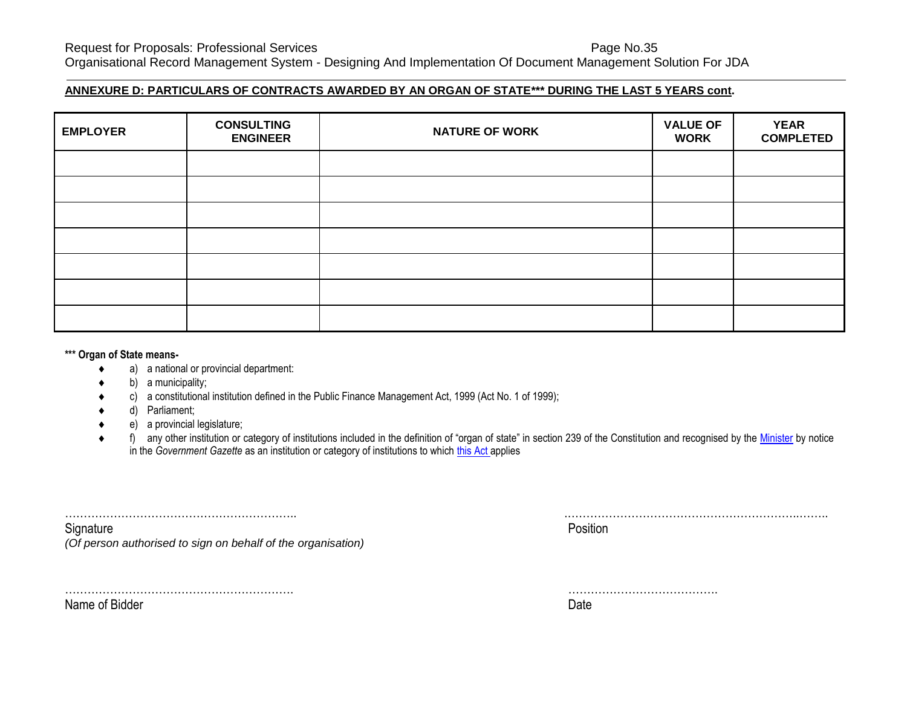## ANNEXURE D: PARTICULARS OF CONTRACTS AWARDED BY AN ORGAN OF STATE*** DURING THE LAST 5 YEARS cont.

| EMPLOYER | CONSULTING ENGINEER | NATURE OF WORK | VALUE OF WORK | YEAR COMPLETED |
|---|---|---|---|---|
| | | | | |
| | | | | |
| | | | | |
| | | | | |
| | | | | |
| | | | | |
| | | | | |

**\*\*\* Organ of State means-**

- a) a national or provincial department:
- b) a municipality;
- c) a constitutional institution defined in the Public Finance Management Act, 1999 (Act No. 1 of 1999);
- d) Parliament;
- e) a provincial legislature;
- f) any other institution or category of institutions included in the definition of "organ of state" in section 239 of the Constitution and recognised by the Minister by notice in the *Government Gazette* as an institution or category of institutions to which this Act applies

……………………………………………………..
Signature
*(Of person authorised to sign on behalf of the organisation)*

……………………………………………………..
Position

……………………………………………………..
Name of Bidder

………………………………….
Date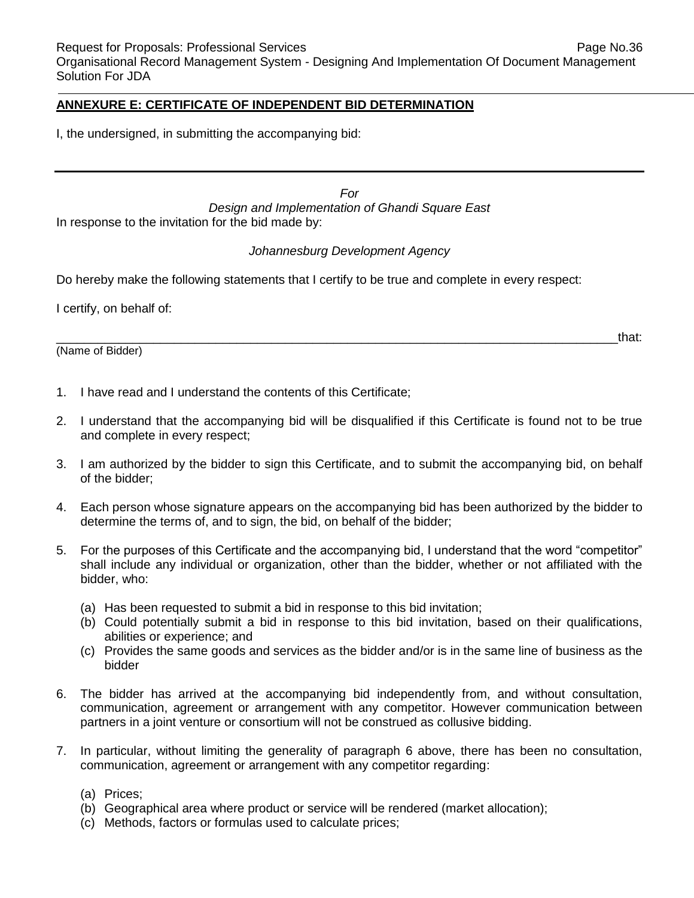## ANNEXURE E: CERTIFICATE OF INDEPENDENT BID DETERMINATION

I, the undersigned, in submitting the accompanying bid:

---

*For*

*Design and Implementation of Ghandi Square East*

In response to the invitation for the bid made by:

*Johannesburg Development Agency*

Do hereby make the following statements that I certify to be true and complete in every respect:

I certify, on behalf of:

_______________________________________________________________________________that:

(Name of Bidder)

1. I have read and I understand the contents of this Certificate;
2. I understand that the accompanying bid will be disqualified if this Certificate is found not to be true and complete in every respect;
3. I am authorized by the bidder to sign this Certificate, and to submit the accompanying bid, on behalf of the bidder;
4. Each person whose signature appears on the accompanying bid has been authorized by the bidder to determine the terms of, and to sign, the bid, on behalf of the bidder;
5. For the purposes of this Certificate and the accompanying bid, I understand that the word "competitor" shall include any individual or organization, other than the bidder, whether or not affiliated with the bidder, who:
   - (a) Has been requested to submit a bid in response to this bid invitation;
   - (b) Could potentially submit a bid in response to this bid invitation, based on their qualifications, abilities or experience; and
   - (c) Provides the same goods and services as the bidder and/or is in the same line of business as the bidder
6. The bidder has arrived at the accompanying bid independently from, and without consultation, communication, agreement or arrangement with any competitor. However communication between partners in a joint venture or consortium will not be construed as collusive bidding.
7. In particular, without limiting the generality of paragraph 6 above, there has been no consultation, communication, agreement or arrangement with any competitor regarding:
   - (a) Prices;
   - (b) Geographical area where product or service will be rendered (market allocation);
   - (c) Methods, factors or formulas used to calculate prices;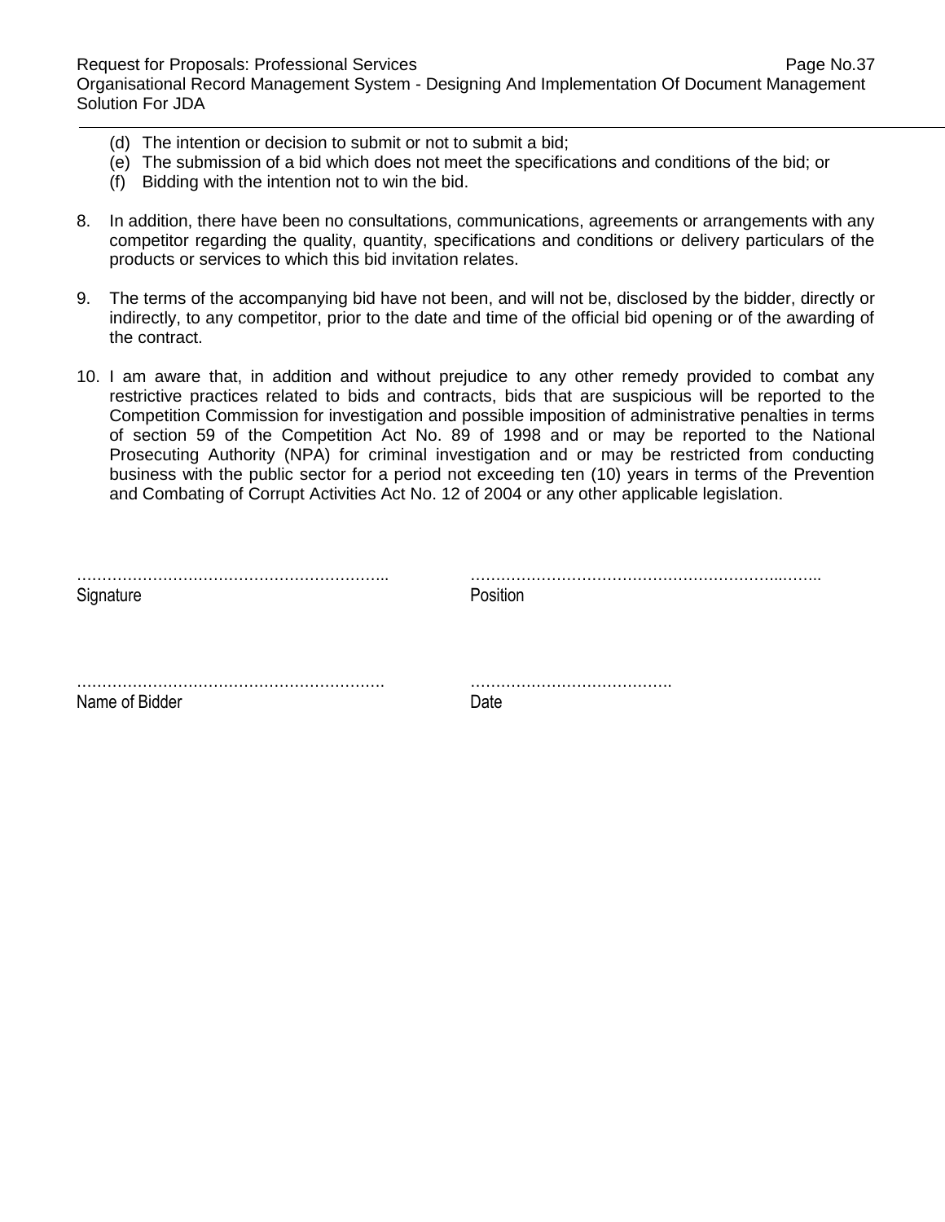(d) The intention or decision to submit or not to submit a bid;
(e) The submission of a bid which does not meet the specifications and conditions of the bid; or
(f) Bidding with the intention not to win the bid.

8. In addition, there have been no consultations, communications, agreements or arrangements with any competitor regarding the quality, quantity, specifications and conditions or delivery particulars of the products or services to which this bid invitation relates.

9. The terms of the accompanying bid have not been, and will not be, disclosed by the bidder, directly or indirectly, to any competitor, prior to the date and time of the official bid opening or of the awarding of the contract.

10. I am aware that, in addition and without prejudice to any other remedy provided to combat any restrictive practices related to bids and contracts, bids that are suspicious will be reported to the Competition Commission for investigation and possible imposition of administrative penalties in terms of section 59 of the Competition Act No. 89 of 1998 and or may be reported to the National Prosecuting Authority (NPA) for criminal investigation and or may be restricted from conducting business with the public sector for a period not exceeding ten (10) years in terms of the Prevention and Combating of Corrupt Activities Act No. 12 of 2004 or any other applicable legislation.

| | |
|---|---|
| ………………………………………………….. | ……………………………………………………..…….. |
| Signature | Position |
| ……………………………………………………. | …………………………………. |
| Name of Bidder | Date |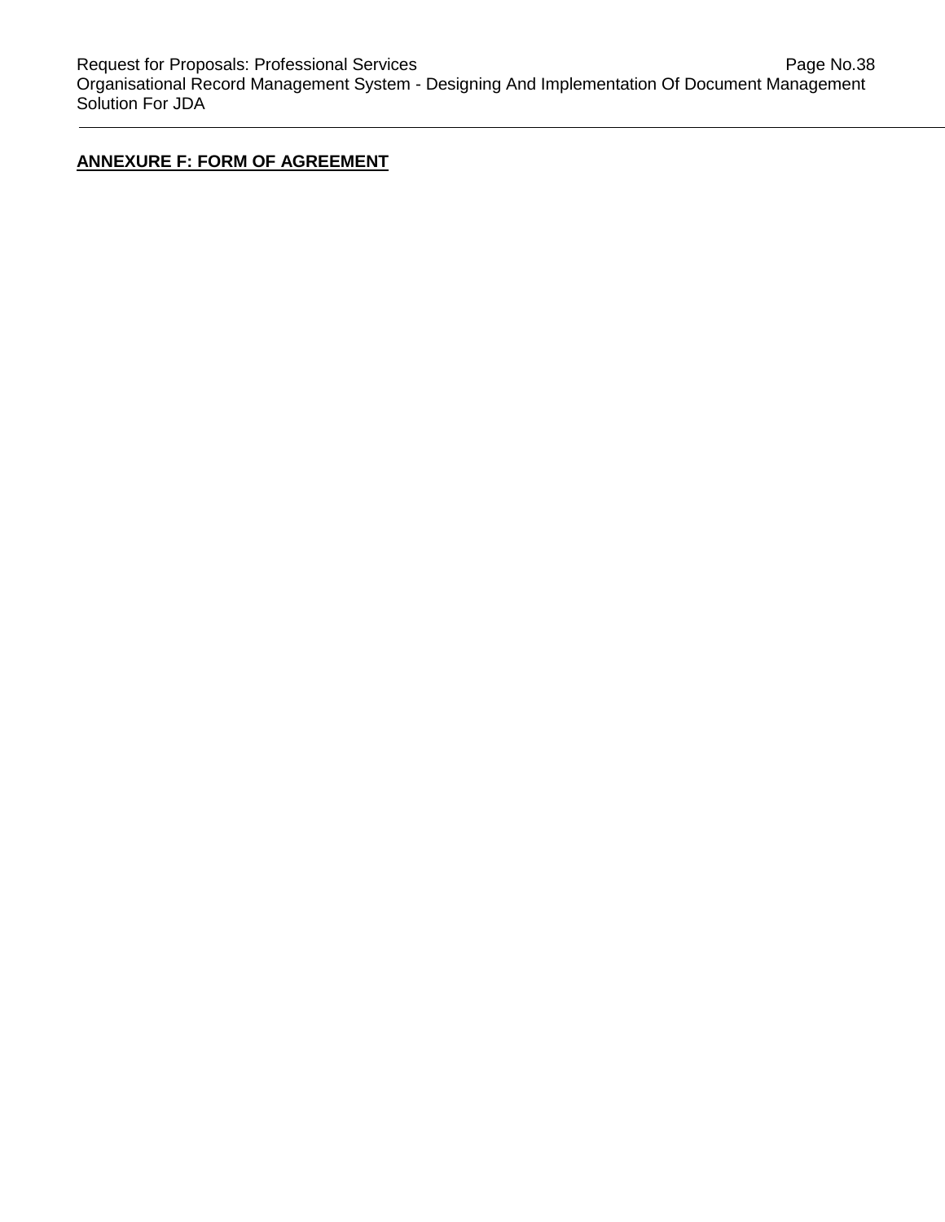**ANNEXURE F: FORM OF AGREEMENT**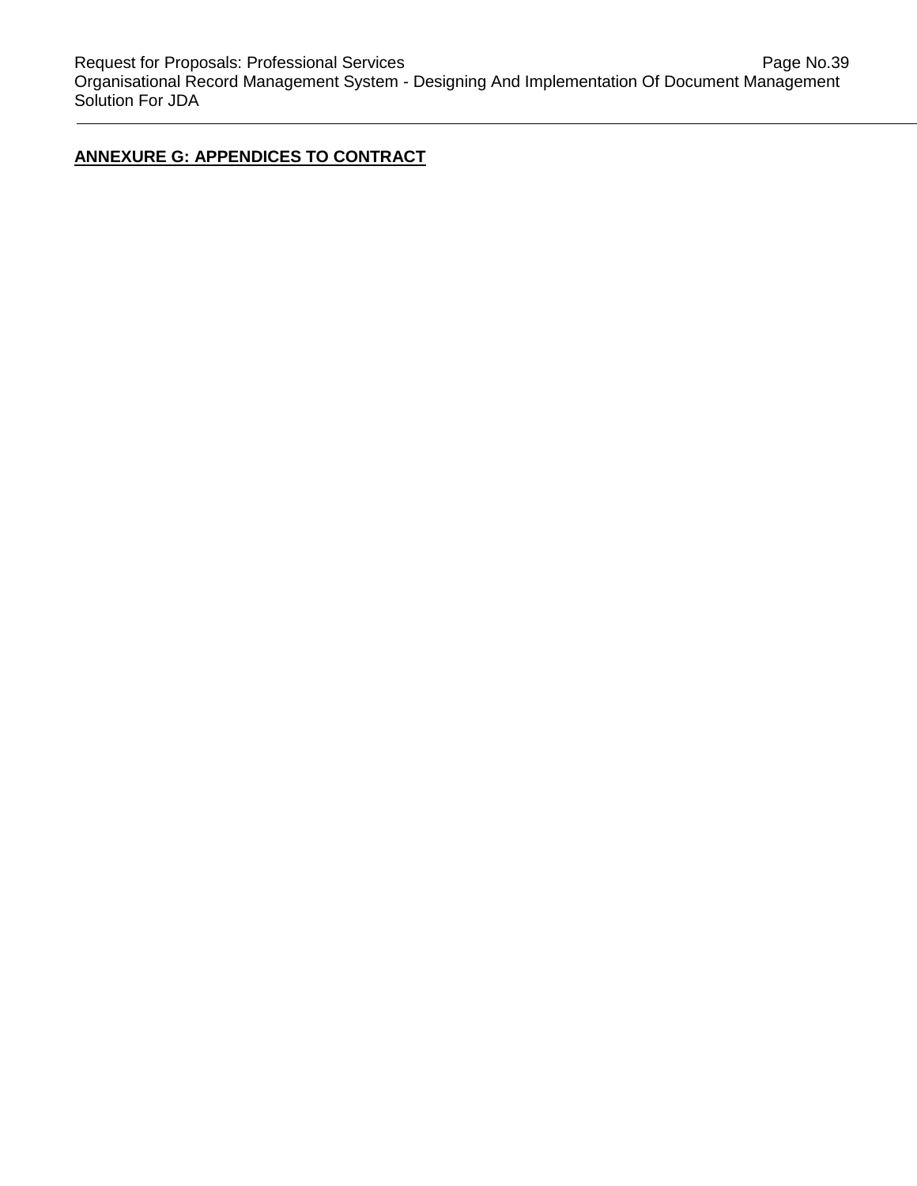**ANNEXURE G: APPENDICES TO CONTRACT**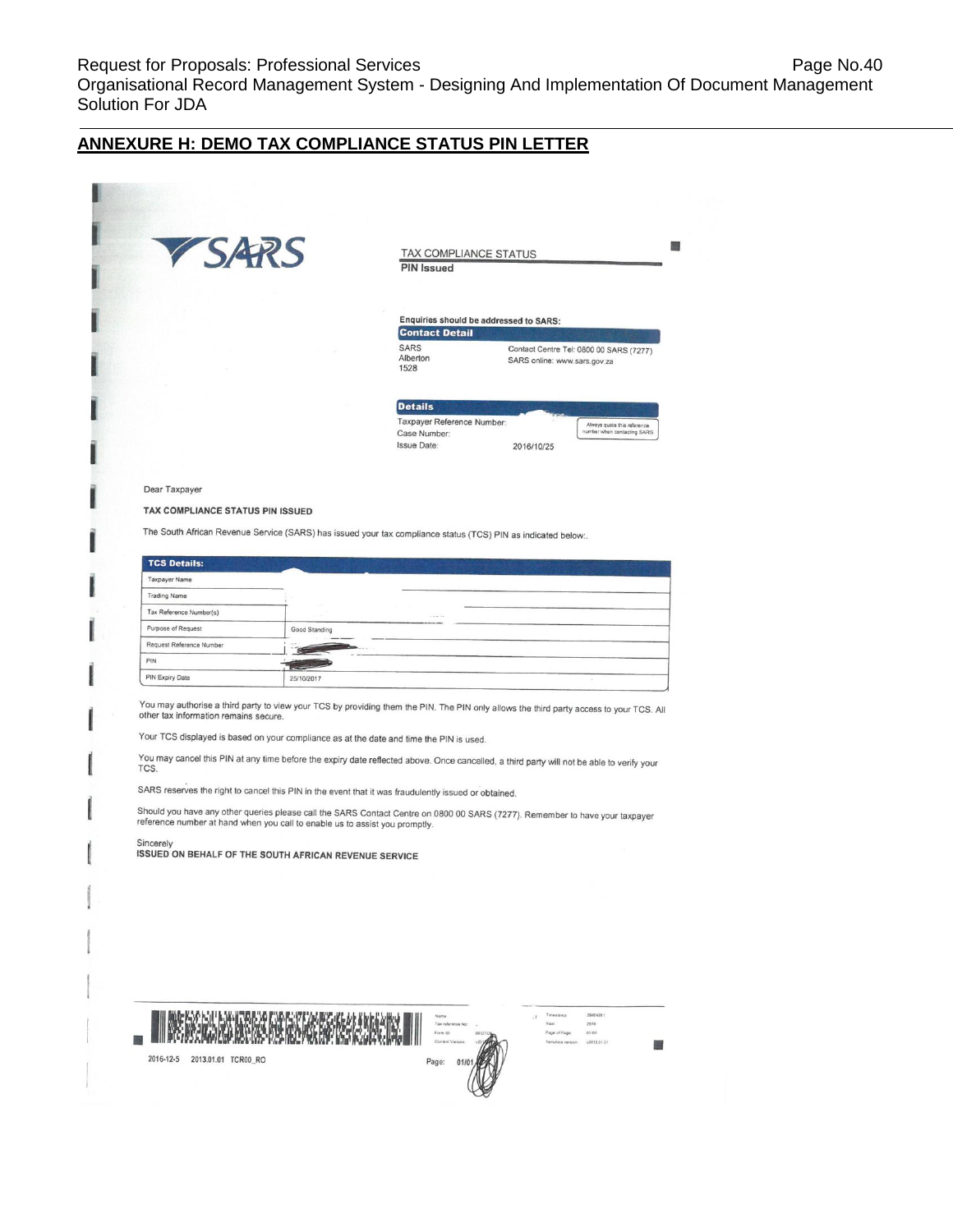## ANNEXURE H: DEMO TAX COMPLIANCE STATUS PIN LETTER

SARS

TAX COMPLIANCE STATUS
**PIN Issued**

Enquiries should be addressed to SARS:

**Contact Detail**

SARS
Alberton
1528

Contact Centre Tel: 0800 00 SARS (7277)
SARS online: www.sars.gov.za

**Details**

Taxpayer Reference Number:
Case Number:
Issue Date: 2016/10/25

Always quote this reference number when contacting SARS

Dear Taxpayer

**TAX COMPLIANCE STATUS PIN ISSUED**

The South African Revenue Service (SARS) has issued your tax compliance status (TCS) PIN as indicated below:.

| TCS Details: | |
|---|---|
| Taxpayer Name | |
| Trading Name | |
| Tax Reference Number(s) | |
| Purpose of Request | Good Standing |
| Request Reference Number | |
| PIN | |
| PIN Expiry Date | 25/10/2017 |

You may authorise a third party to view your TCS by providing them the PIN. The PIN only allows the third party access to your TCS. All other tax information remains secure.

Your TCS displayed is based on your compliance as at the date and time the PIN is used.

You may cancel this PIN at any time before the expiry date reflected above. Once cancelled, a third party will not be able to verify your TCS.

SARS reserves the right to cancel this PIN in the event that it was fraudulently issued or obtained.

Should you have any other queries please call the SARS Contact Centre on 0800 00 SARS (7277). Remember to have your taxpayer reference number at hand when you call to enable us to assist you promptly.

Sincerely
**ISSUED ON BEHALF OF THE SOUTH AFRICAN REVENUE SERVICE**

2016-12-5 2013.01.01 TCR00_RO

Page: 01/01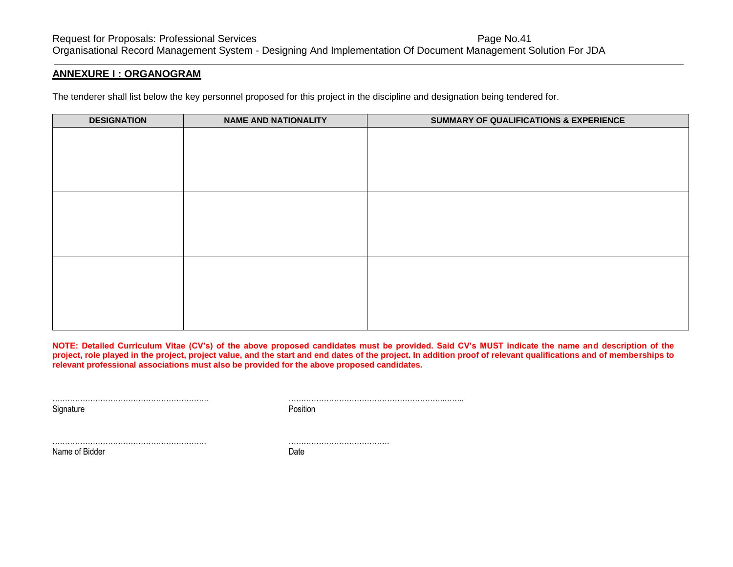## ANNEXURE I : ORGANOGRAM

The tenderer shall list below the key personnel proposed for this project in the discipline and designation being tendered for.

| DESIGNATION | NAME AND NATIONALITY | SUMMARY OF QUALIFICATIONS & EXPERIENCE |
|---|---|---|
| | | |
| | | |
| | | |

**NOTE: Detailed Curriculum Vitae (CV's) of the above proposed candidates must be provided. Said CV's MUST indicate the name and description of the project, role played in the project, project value, and the start and end dates of the project. In addition proof of relevant qualifications and of memberships to relevant professional associations must also be provided for the above proposed candidates.**

……………………………………………………..
Signature

……………………………………………………..……..
Position

……………………………………………………..
Name of Bidder

………………………………….
Date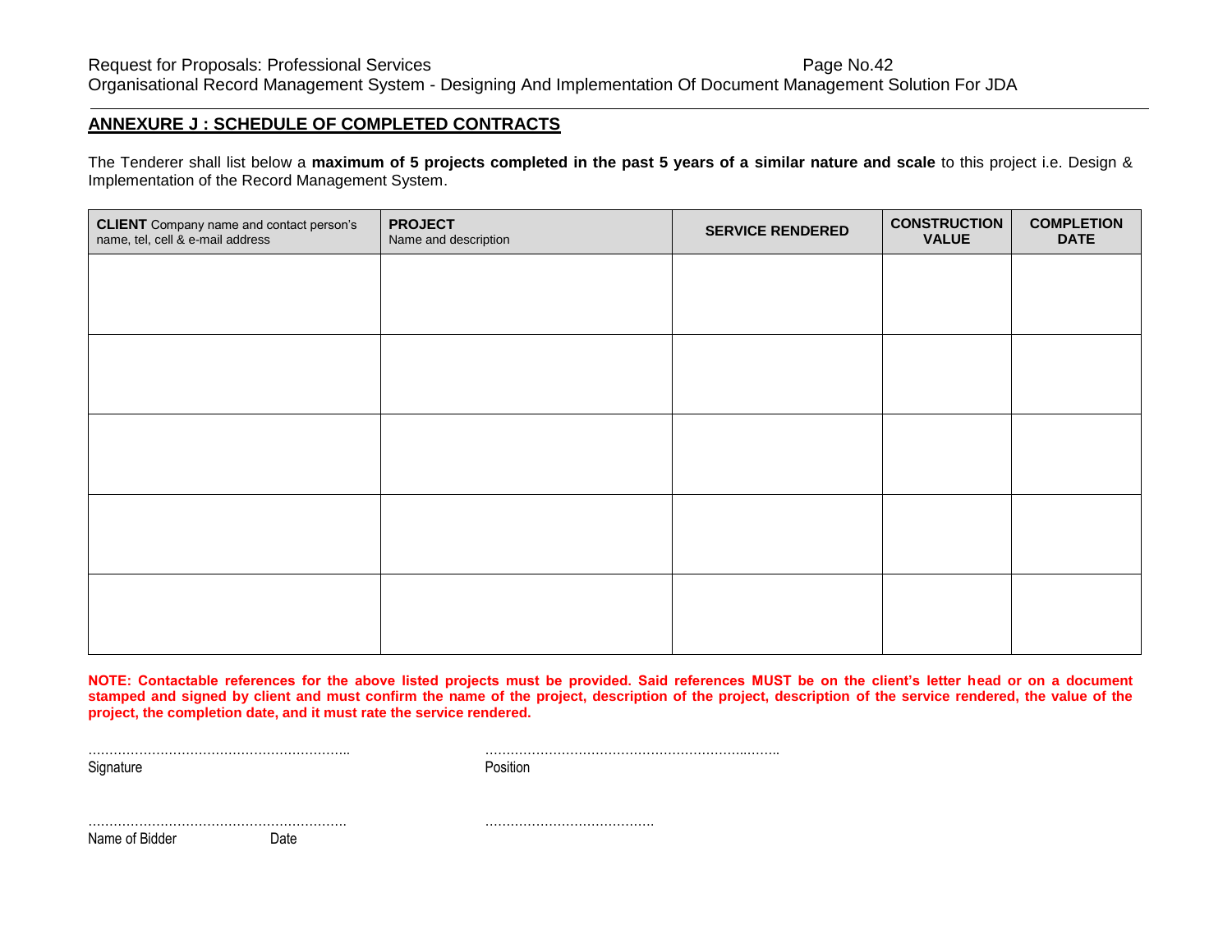## ANNEXURE J : SCHEDULE OF COMPLETED CONTRACTS

The Tenderer shall list below a **maximum of 5 projects completed in the past 5 years of a similar nature and scale** to this project i.e. Design & Implementation of the Record Management System.

| **CLIENT** Company name and contact person's name, tel, cell & e-mail address | **PROJECT** Name and description | **SERVICE RENDERED** | **CONSTRUCTION VALUE** | **COMPLETION DATE** |
|---|---|---|---|---|
| | | | | |
| | | | | |
| | | | | |
| | | | | |
| | | | | |

**NOTE: Contactable references for the above listed projects must be provided. Said references MUST be on the client's letter head or on a document stamped and signed by client and must confirm the name of the project, description of the project, description of the service rendered, the value of the project, the completion date, and it must rate the service rendered.**

……………………………………………………. ……………………………………………………….
Signature Position

……………………………………………………. ………………………………….
Name of Bidder Date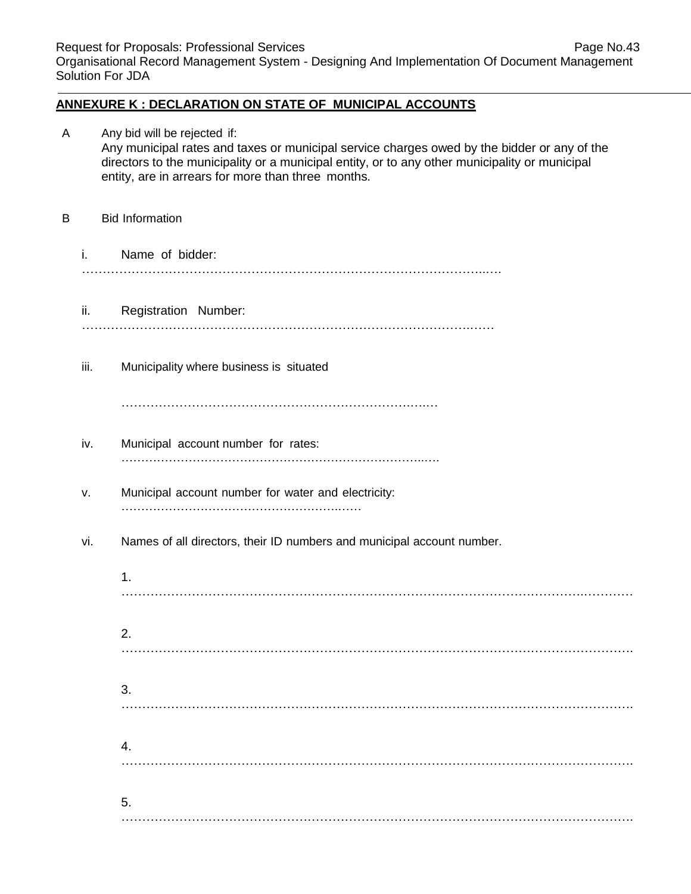## ANNEXURE K : DECLARATION ON STATE OF MUNICIPAL ACCOUNTS

A Any bid will be rejected if:
Any municipal rates and taxes or municipal service charges owed by the bidder or any of the directors to the municipality or a municipal entity, or to any other municipality or municipal entity, are in arrears for more than three months.

B Bid Information

i. Name of bidder:
……………………………………………………………………………………………

ii. Registration Number:
……………………………………………………………………………………………

iii. Municipality where business is situated

……………………………………………………………………………

iv. Municipal account number for rates:
……………………………………………………………………………

v. Municipal account number for water and electricity:
……………………………………………………………

vi. Names of all directors, their ID numbers and municipal account number.

1. ………………………………………………………………………………………………………………

2. ………………………………………………………………………………………………………………

3. ………………………………………………………………………………………………………………

4. ………………………………………………………………………………………………………………

5. ………………………………………………………………………………………………………………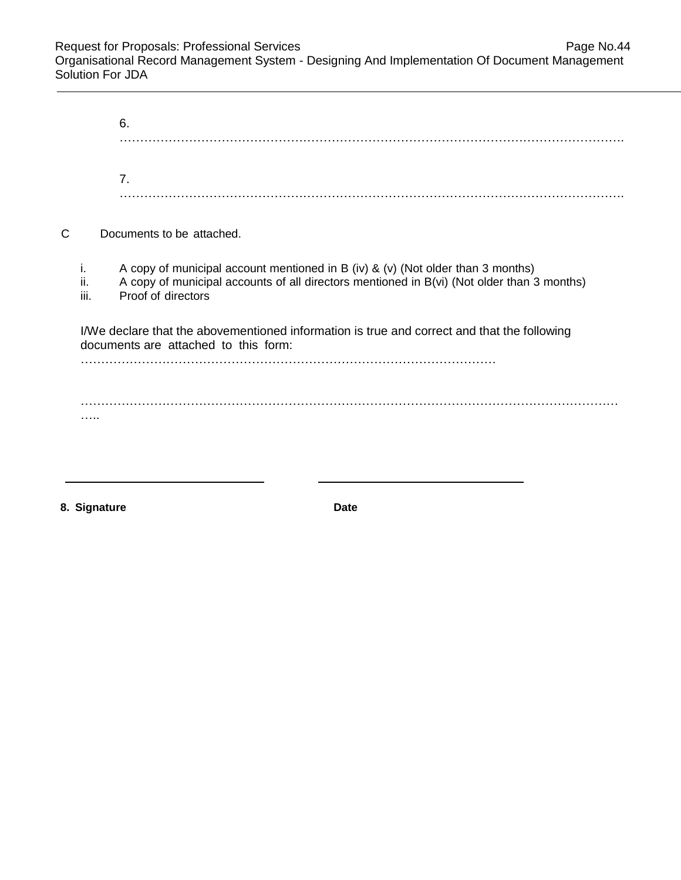6. …………………………………………………………………………………………………………….

7. …………………………………………………………………………………………………………….

C Documents to be attached.

i. A copy of municipal account mentioned in B (iv) & (v) (Not older than 3 months)
ii. A copy of municipal accounts of all directors mentioned in B(vi) (Not older than 3 months)
iii. Proof of directors

I/We declare that the abovementioned information is true and correct and that the following documents are attached to this form:
…………………………………………………………………………………………

………………………………………………………………………………………………………………
…..

______________________________ ______________________________

**8. Signature** **Date**